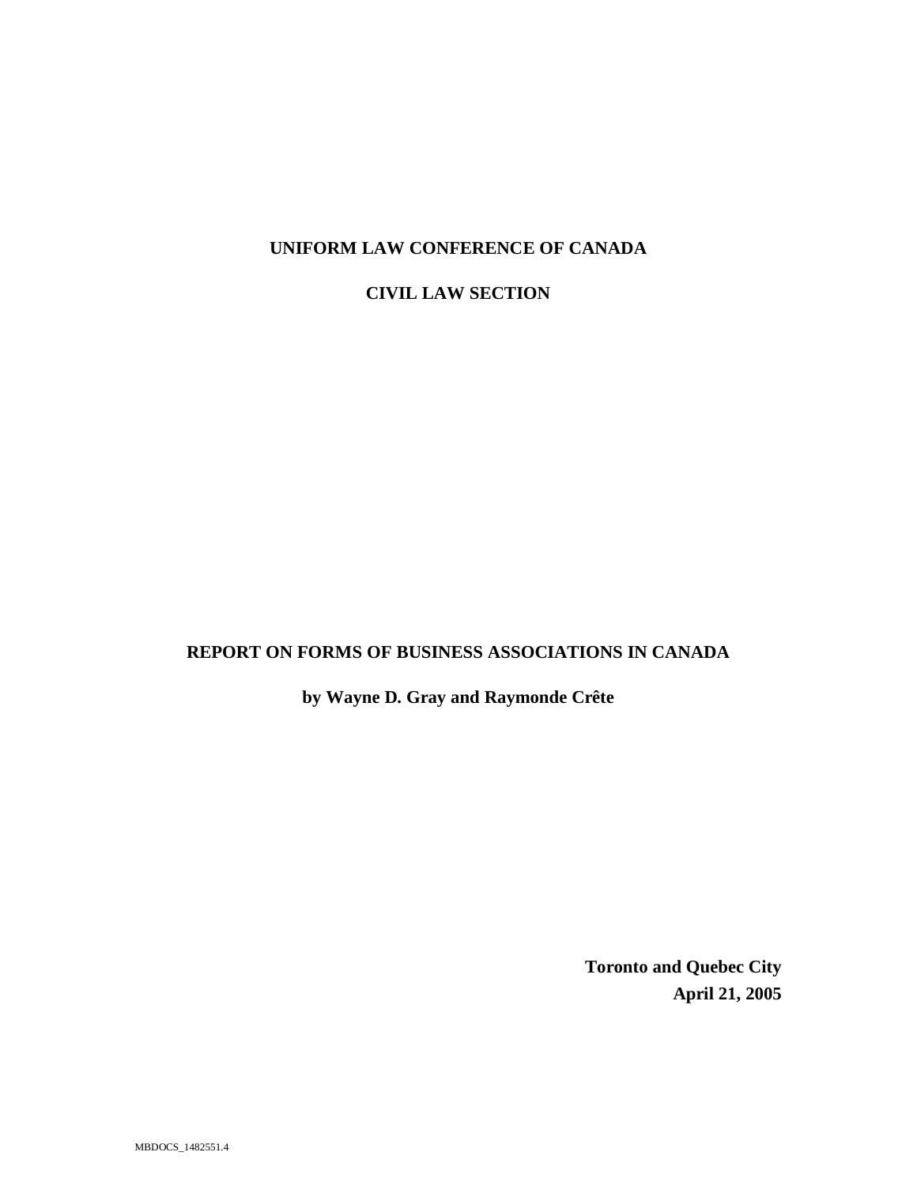**UNIFORM LAW CONFERENCE OF CANADA**

**CIVIL LAW SECTION**

# REPORT ON FORMS OF BUSINESS ASSOCIATIONS IN CANADA

**by Wayne D. Gray and Raymonde Crête**

**Toronto and Quebec City**
**April 21, 2005**

MBDOCS_1482551.4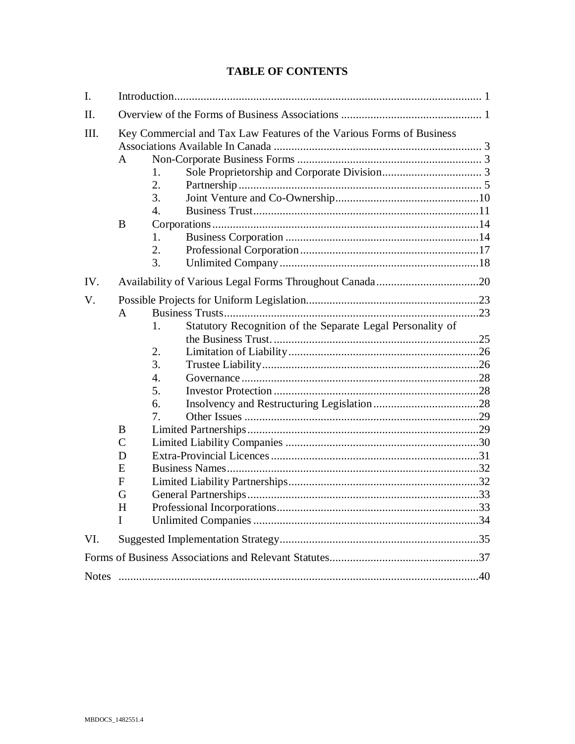# TABLE OF CONTENTS

I. Introduction ........ 1

II. Overview of the Forms of Business Associations ........ 1

III. Key Commercial and Tax Law Features of the Various Forms of Business Associations Available In Canada ........ 3

- A Non-Corporate Business Forms ........ 3
  - 1. Sole Proprietorship and Corporate Division ........ 3
  - 2. Partnership ........ 5
  - 3. Joint Venture and Co-Ownership ........ 10
  - 4. Business Trust ........ 11
- B Corporations ........ 14
  - 1. Business Corporation ........ 14
  - 2. Professional Corporation ........ 17
  - 3. Unlimited Company ........ 18

IV. Availability of Various Legal Forms Throughout Canada ........ 20

V. Possible Projects for Uniform Legislation ........ 23

- A Business Trusts ........ 23
  - 1. Statutory Recognition of the Separate Legal Personality of the Business Trust. ........ 25
  - 2. Limitation of Liability ........ 26
  - 3. Trustee Liability ........ 26
  - 4. Governance ........ 28
  - 5. Investor Protection ........ 28
  - 6. Insolvency and Restructuring Legislation ........ 28
  - 7. Other Issues ........ 29
- B Limited Partnerships ........ 29
- C Limited Liability Companies ........ 30
- D Extra-Provincial Licences ........ 31
- E Business Names ........ 32
- F Limited Liability Partnerships ........ 32
- G General Partnerships ........ 33
- H Professional Incorporations ........ 33
- I Unlimited Companies ........ 34

VI. Suggested Implementation Strategy ........ 35

Forms of Business Associations and Relevant Statutes ........ 37

Notes ........ 40

MBDOCS_1482551.4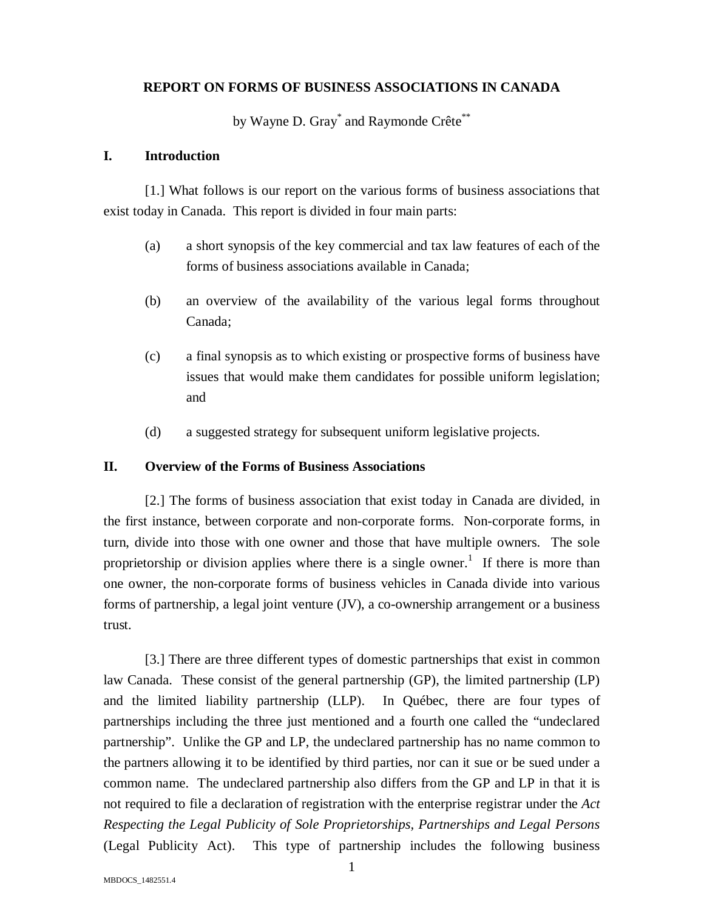**REPORT ON FORMS OF BUSINESS ASSOCIATIONS IN CANADA**

by Wayne D. Gray[*] and Raymonde Crête[**]

## I. Introduction

[1.] What follows is our report on the various forms of business associations that exist today in Canada. This report is divided in four main parts:

(a) a short synopsis of the key commercial and tax law features of each of the forms of business associations available in Canada;

(b) an overview of the availability of the various legal forms throughout Canada;

(c) a final synopsis as to which existing or prospective forms of business have issues that would make them candidates for possible uniform legislation; and

(d) a suggested strategy for subsequent uniform legislative projects.

## II. Overview of the Forms of Business Associations

[2.] The forms of business association that exist today in Canada are divided, in the first instance, between corporate and non-corporate forms. Non-corporate forms, in turn, divide into those with one owner and those that have multiple owners. The sole proprietorship or division applies where there is a single owner.[1] If there is more than one owner, the non-corporate forms of business vehicles in Canada divide into various forms of partnership, a legal joint venture (JV), a co-ownership arrangement or a business trust.

[3.] There are three different types of domestic partnerships that exist in common law Canada. These consist of the general partnership (GP), the limited partnership (LP) and the limited liability partnership (LLP). In Québec, there are four types of partnerships including the three just mentioned and a fourth one called the "undeclared partnership". Unlike the GP and LP, the undeclared partnership has no name common to the partners allowing it to be identified by third parties, nor can it sue or be sued under a common name. The undeclared partnership also differs from the GP and LP in that it is not required to file a declaration of registration with the enterprise registrar under the *Act Respecting the Legal Publicity of Sole Proprietorships, Partnerships and Legal Persons* (Legal Publicity Act). This type of partnership includes the following business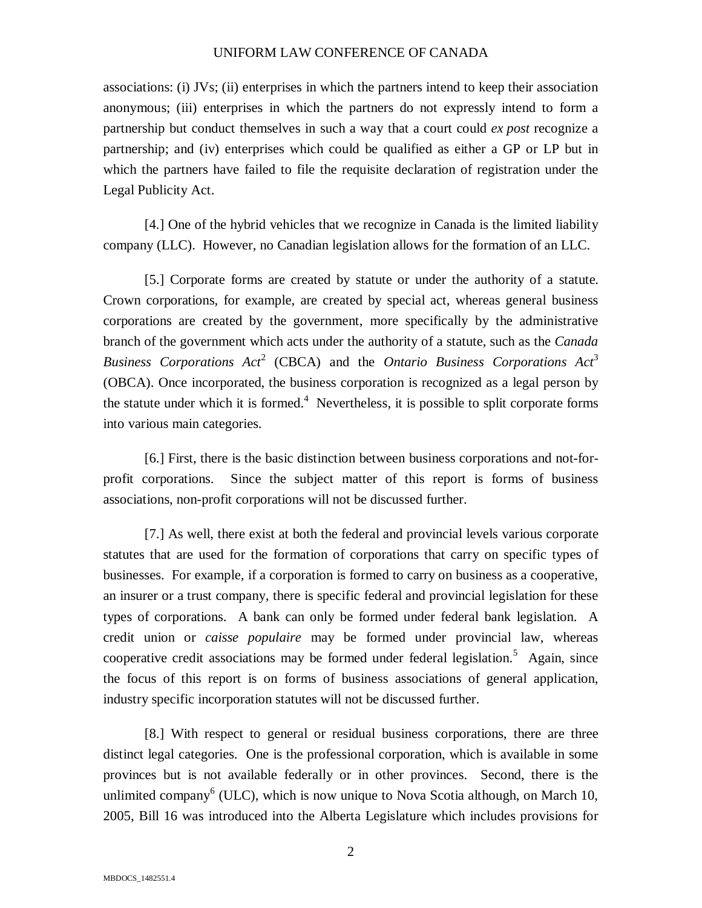associations: (i) JVs; (ii) enterprises in which the partners intend to keep their association anonymous; (iii) enterprises in which the partners do not expressly intend to form a partnership but conduct themselves in such a way that a court could *ex post* recognize a partnership; and (iv) enterprises which could be qualified as either a GP or LP but in which the partners have failed to file the requisite declaration of registration under the Legal Publicity Act.

[4.] One of the hybrid vehicles that we recognize in Canada is the limited liability company (LLC). However, no Canadian legislation allows for the formation of an LLC.

[5.] Corporate forms are created by statute or under the authority of a statute. Crown corporations, for example, are created by special act, whereas general business corporations are created by the government, more specifically by the administrative branch of the government which acts under the authority of a statute, such as the *Canada Business Corporations Act*[2] (CBCA) and the *Ontario Business Corporations Act*[3] (OBCA). Once incorporated, the business corporation is recognized as a legal person by the statute under which it is formed.[4] Nevertheless, it is possible to split corporate forms into various main categories.

[6.] First, there is the basic distinction between business corporations and not-for-profit corporations. Since the subject matter of this report is forms of business associations, non-profit corporations will not be discussed further.

[7.] As well, there exist at both the federal and provincial levels various corporate statutes that are used for the formation of corporations that carry on specific types of businesses. For example, if a corporation is formed to carry on business as a cooperative, an insurer or a trust company, there is specific federal and provincial legislation for these types of corporations. A bank can only be formed under federal bank legislation. A credit union or *caisse populaire* may be formed under provincial law, whereas cooperative credit associations may be formed under federal legislation.[5] Again, since the focus of this report is on forms of business associations of general application, industry specific incorporation statutes will not be discussed further.

[8.] With respect to general or residual business corporations, there are three distinct legal categories. One is the professional corporation, which is available in some provinces but is not available federally or in other provinces. Second, there is the unlimited company[6] (ULC), which is now unique to Nova Scotia although, on March 10, 2005, Bill 16 was introduced into the Alberta Legislature which includes provisions for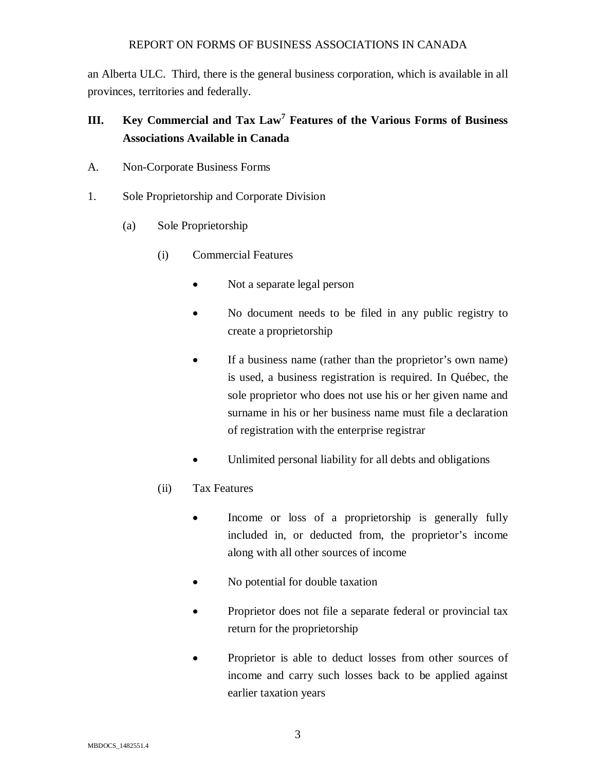an Alberta ULC. Third, there is the general business corporation, which is available in all provinces, territories and federally.

## III. Key Commercial and Tax Law[7] Features of the Various Forms of Business Associations Available in Canada

### A. Non-Corporate Business Forms

#### 1. Sole Proprietorship and Corporate Division

##### (a) Sole Proprietorship

(i) Commercial Features

- Not a separate legal person
- No document needs to be filed in any public registry to create a proprietorship
- If a business name (rather than the proprietor's own name) is used, a business registration is required. In Québec, the sole proprietor who does not use his or her given name and surname in his or her business name must file a declaration of registration with the enterprise registrar
- Unlimited personal liability for all debts and obligations

(ii) Tax Features

- Income or loss of a proprietorship is generally fully included in, or deducted from, the proprietor's income along with all other sources of income
- No potential for double taxation
- Proprietor does not file a separate federal or provincial tax return for the proprietorship
- Proprietor is able to deduct losses from other sources of income and carry such losses back to be applied against earlier taxation years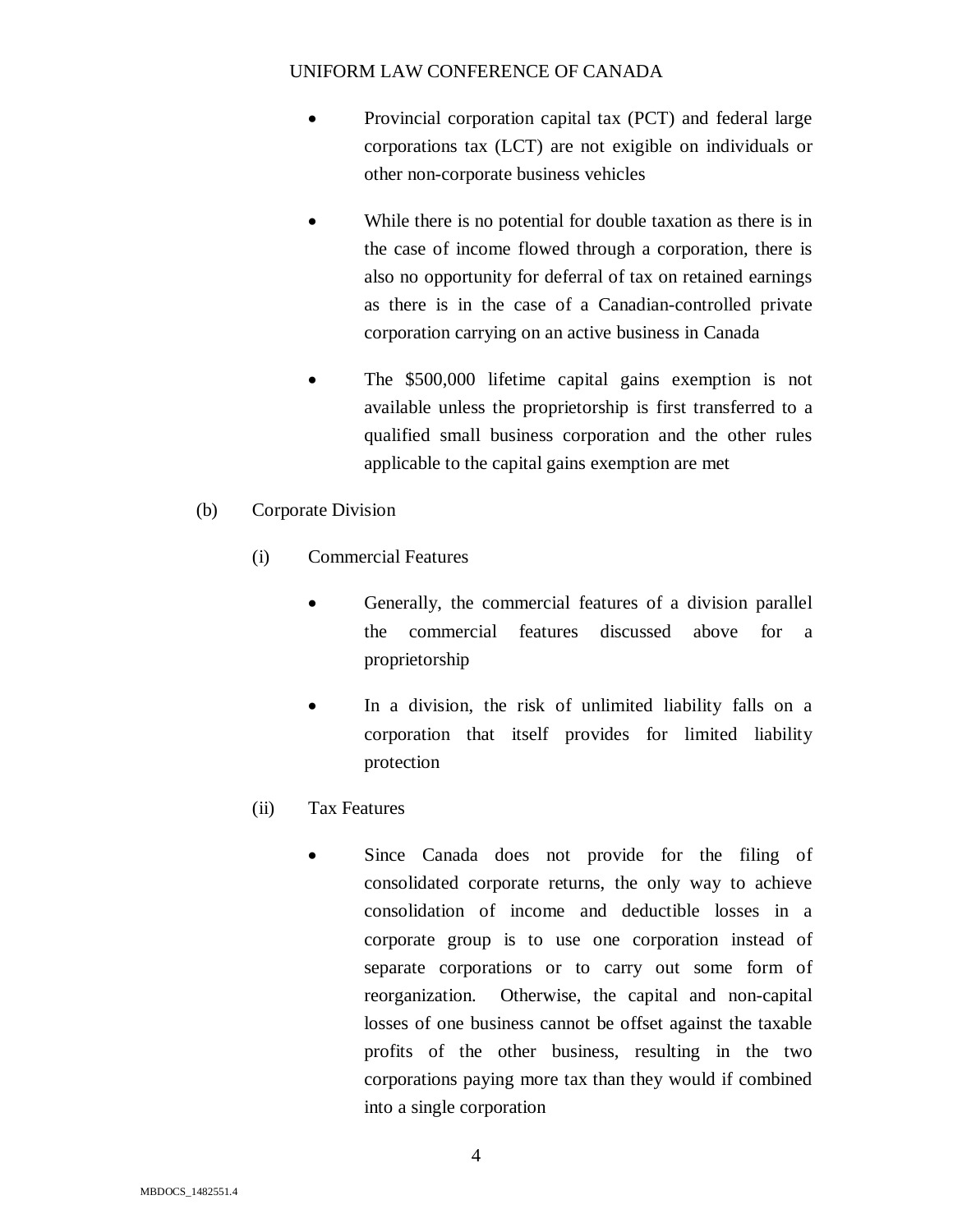- Provincial corporation capital tax (PCT) and federal large corporations tax (LCT) are not exigible on individuals or other non-corporate business vehicles

- While there is no potential for double taxation as there is in the case of income flowed through a corporation, there is also no opportunity for deferral of tax on retained earnings as there is in the case of a Canadian-controlled private corporation carrying on an active business in Canada

- The $500,000 lifetime capital gains exemption is not available unless the proprietorship is first transferred to a qualified small business corporation and the other rules applicable to the capital gains exemption are met

(b) Corporate Division

(i) Commercial Features

- Generally, the commercial features of a division parallel the commercial features discussed above for a proprietorship

- In a division, the risk of unlimited liability falls on a corporation that itself provides for limited liability protection

(ii) Tax Features

- Since Canada does not provide for the filing of consolidated corporate returns, the only way to achieve consolidation of income and deductible losses in a corporate group is to use one corporation instead of separate corporations or to carry out some form of reorganization. Otherwise, the capital and non-capital losses of one business cannot be offset against the taxable profits of the other business, resulting in the two corporations paying more tax than they would if combined into a single corporation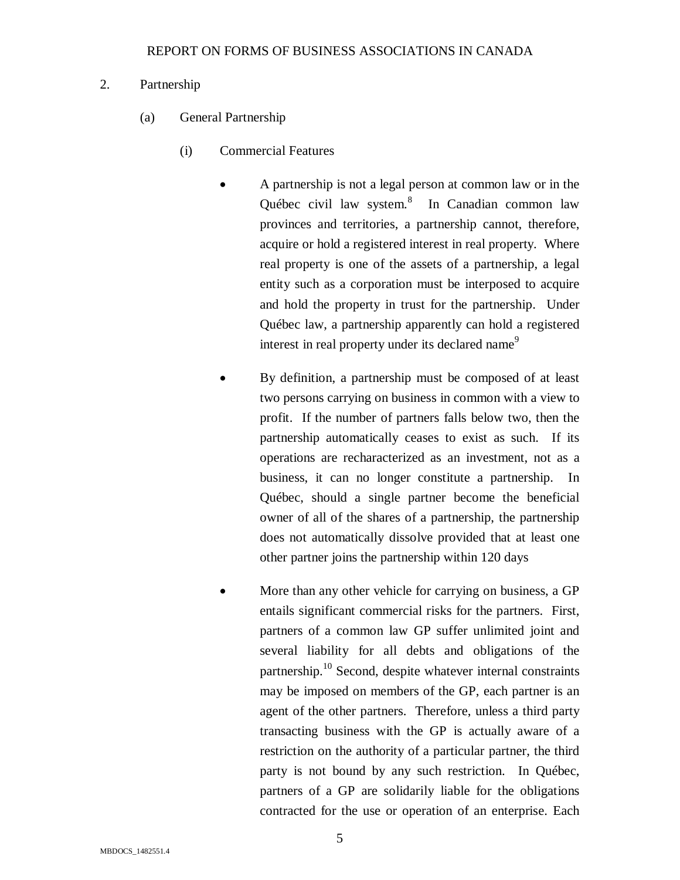## 2. Partnership

### (a) General Partnership

#### (i) Commercial Features

- A partnership is not a legal person at common law or in the Québec civil law system.[8] In Canadian common law provinces and territories, a partnership cannot, therefore, acquire or hold a registered interest in real property. Where real property is one of the assets of a partnership, a legal entity such as a corporation must be interposed to acquire and hold the property in trust for the partnership. Under Québec law, a partnership apparently can hold a registered interest in real property under its declared name[9]

- By definition, a partnership must be composed of at least two persons carrying on business in common with a view to profit. If the number of partners falls below two, then the partnership automatically ceases to exist as such. If its operations are recharacterized as an investment, not as a business, it can no longer constitute a partnership. In Québec, should a single partner become the beneficial owner of all of the shares of a partnership, the partnership does not automatically dissolve provided that at least one other partner joins the partnership within 120 days

- More than any other vehicle for carrying on business, a GP entails significant commercial risks for the partners. First, partners of a common law GP suffer unlimited joint and several liability for all debts and obligations of the partnership.[10] Second, despite whatever internal constraints may be imposed on members of the GP, each partner is an agent of the other partners. Therefore, unless a third party transacting business with the GP is actually aware of a restriction on the authority of a particular partner, the third party is not bound by any such restriction. In Québec, partners of a GP are solidarily liable for the obligations contracted for the use or operation of an enterprise. Each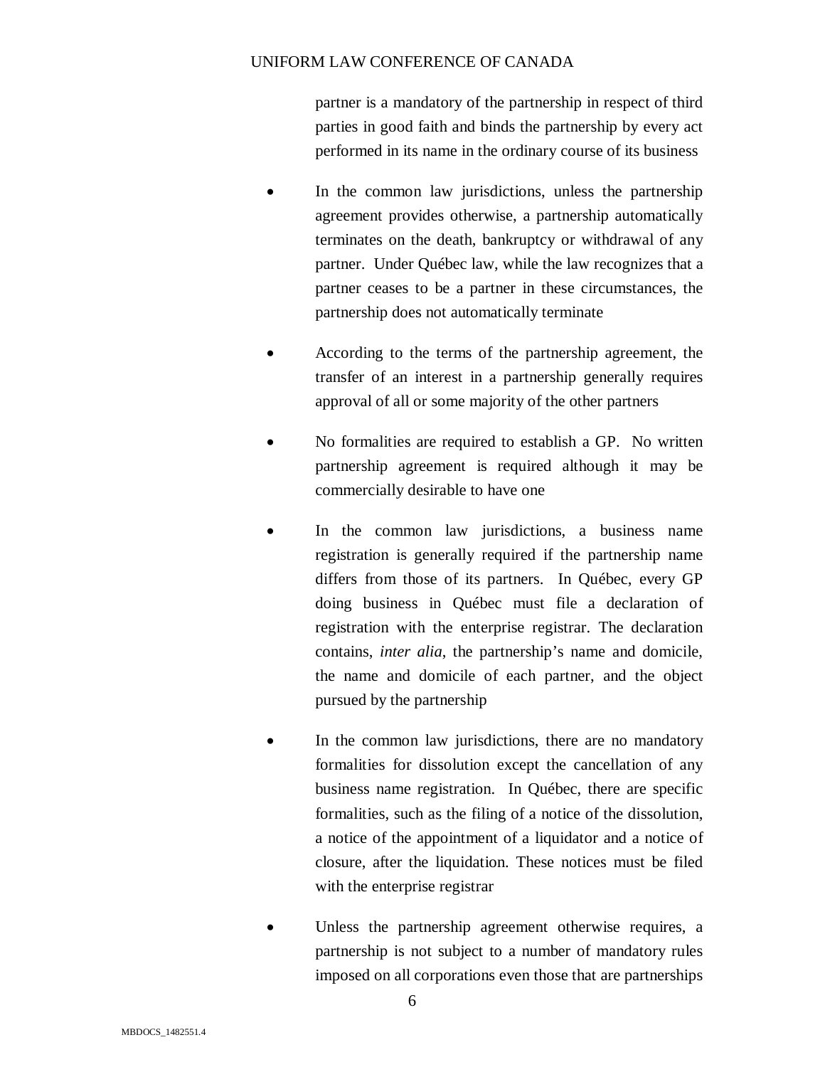partner is a mandatory of the partnership in respect of third parties in good faith and binds the partnership by every act performed in its name in the ordinary course of its business

- In the common law jurisdictions, unless the partnership agreement provides otherwise, a partnership automatically terminates on the death, bankruptcy or withdrawal of any partner. Under Québec law, while the law recognizes that a partner ceases to be a partner in these circumstances, the partnership does not automatically terminate

- According to the terms of the partnership agreement, the transfer of an interest in a partnership generally requires approval of all or some majority of the other partners

- No formalities are required to establish a GP. No written partnership agreement is required although it may be commercially desirable to have one

- In the common law jurisdictions, a business name registration is generally required if the partnership name differs from those of its partners. In Québec, every GP doing business in Québec must file a declaration of registration with the enterprise registrar. The declaration contains, *inter alia*, the partnership's name and domicile, the name and domicile of each partner, and the object pursued by the partnership

- In the common law jurisdictions, there are no mandatory formalities for dissolution except the cancellation of any business name registration. In Québec, there are specific formalities, such as the filing of a notice of the dissolution, a notice of the appointment of a liquidator and a notice of closure, after the liquidation. These notices must be filed with the enterprise registrar

- Unless the partnership agreement otherwise requires, a partnership is not subject to a number of mandatory rules imposed on all corporations even those that are partnerships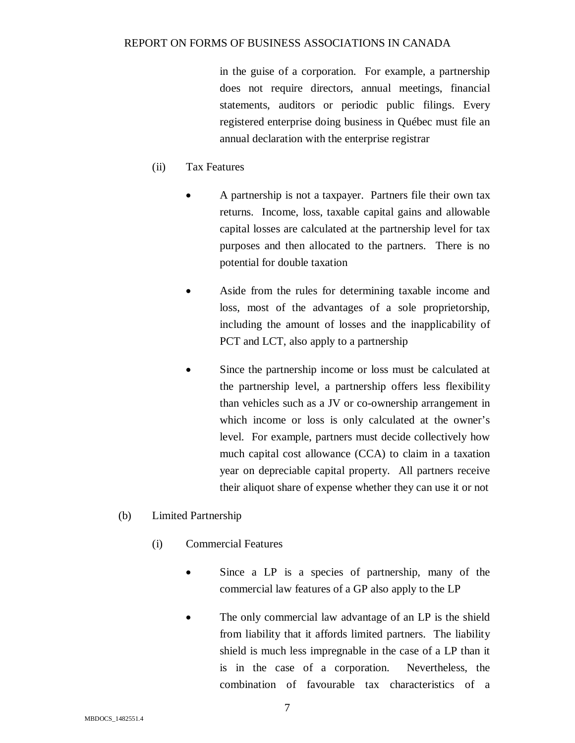in the guise of a corporation. For example, a partnership does not require directors, annual meetings, financial statements, auditors or periodic public filings. Every registered enterprise doing business in Québec must file an annual declaration with the enterprise registrar

(ii) Tax Features

- A partnership is not a taxpayer. Partners file their own tax returns. Income, loss, taxable capital gains and allowable capital losses are calculated at the partnership level for tax purposes and then allocated to the partners. There is no potential for double taxation

- Aside from the rules for determining taxable income and loss, most of the advantages of a sole proprietorship, including the amount of losses and the inapplicability of PCT and LCT, also apply to a partnership

- Since the partnership income or loss must be calculated at the partnership level, a partnership offers less flexibility than vehicles such as a JV or co-ownership arrangement in which income or loss is only calculated at the owner's level. For example, partners must decide collectively how much capital cost allowance (CCA) to claim in a taxation year on depreciable capital property. All partners receive their aliquot share of expense whether they can use it or not

(b) Limited Partnership

(i) Commercial Features

- Since a LP is a species of partnership, many of the commercial law features of a GP also apply to the LP

- The only commercial law advantage of an LP is the shield from liability that it affords limited partners. The liability shield is much less impregnable in the case of a LP than it is in the case of a corporation. Nevertheless, the combination of favourable tax characteristics of a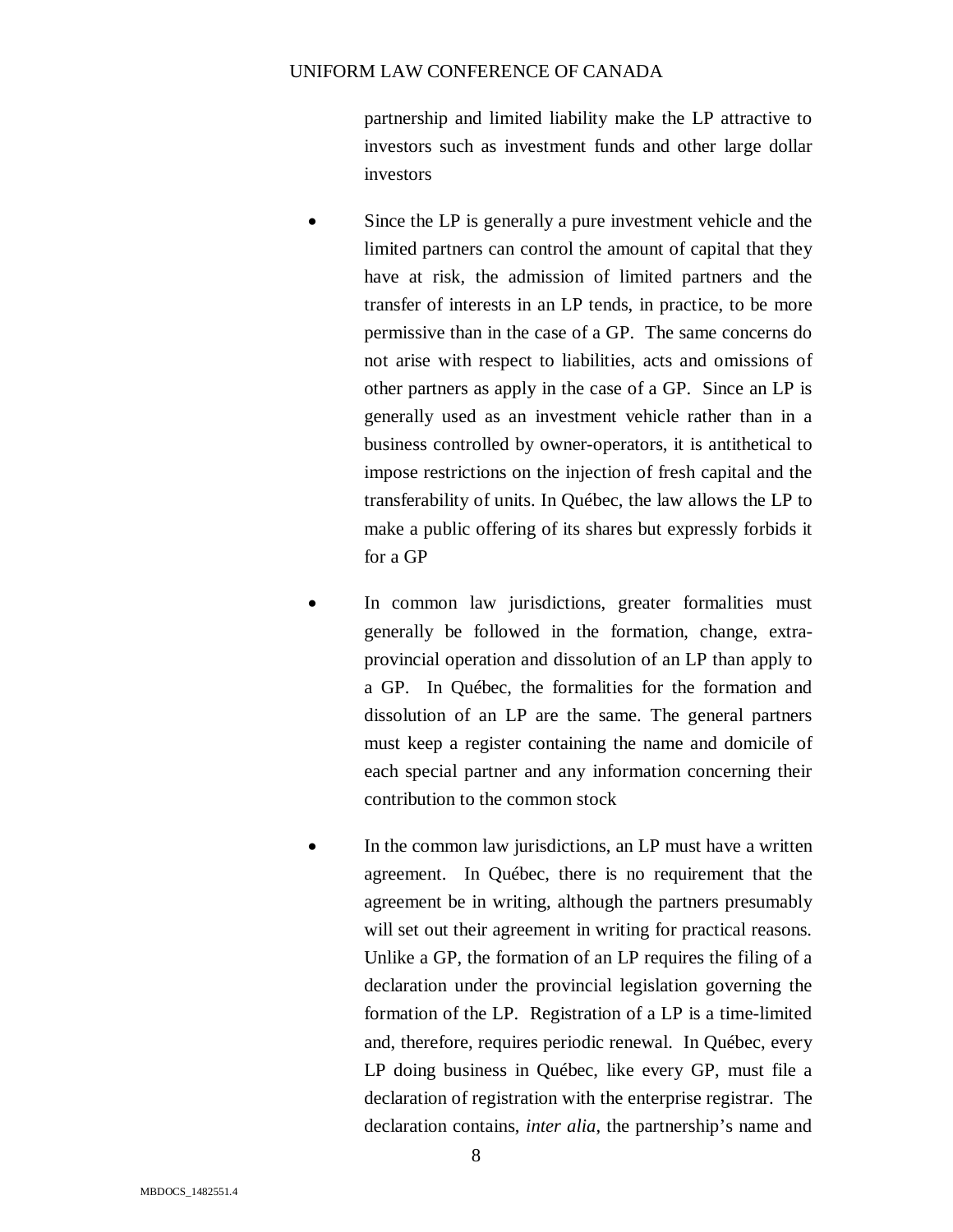partnership and limited liability make the LP attractive to investors such as investment funds and other large dollar investors

- Since the LP is generally a pure investment vehicle and the limited partners can control the amount of capital that they have at risk, the admission of limited partners and the transfer of interests in an LP tends, in practice, to be more permissive than in the case of a GP. The same concerns do not arise with respect to liabilities, acts and omissions of other partners as apply in the case of a GP. Since an LP is generally used as an investment vehicle rather than in a business controlled by owner-operators, it is antithetical to impose restrictions on the injection of fresh capital and the transferability of units. In Québec, the law allows the LP to make a public offering of its shares but expressly forbids it for a GP

- In common law jurisdictions, greater formalities must generally be followed in the formation, change, extra-provincial operation and dissolution of an LP than apply to a GP. In Québec, the formalities for the formation and dissolution of an LP are the same. The general partners must keep a register containing the name and domicile of each special partner and any information concerning their contribution to the common stock

- In the common law jurisdictions, an LP must have a written agreement. In Québec, there is no requirement that the agreement be in writing, although the partners presumably will set out their agreement in writing for practical reasons. Unlike a GP, the formation of an LP requires the filing of a declaration under the provincial legislation governing the formation of the LP. Registration of a LP is a time-limited and, therefore, requires periodic renewal. In Québec, every LP doing business in Québec, like every GP, must file a declaration of registration with the enterprise registrar. The declaration contains, *inter alia*, the partnership's name and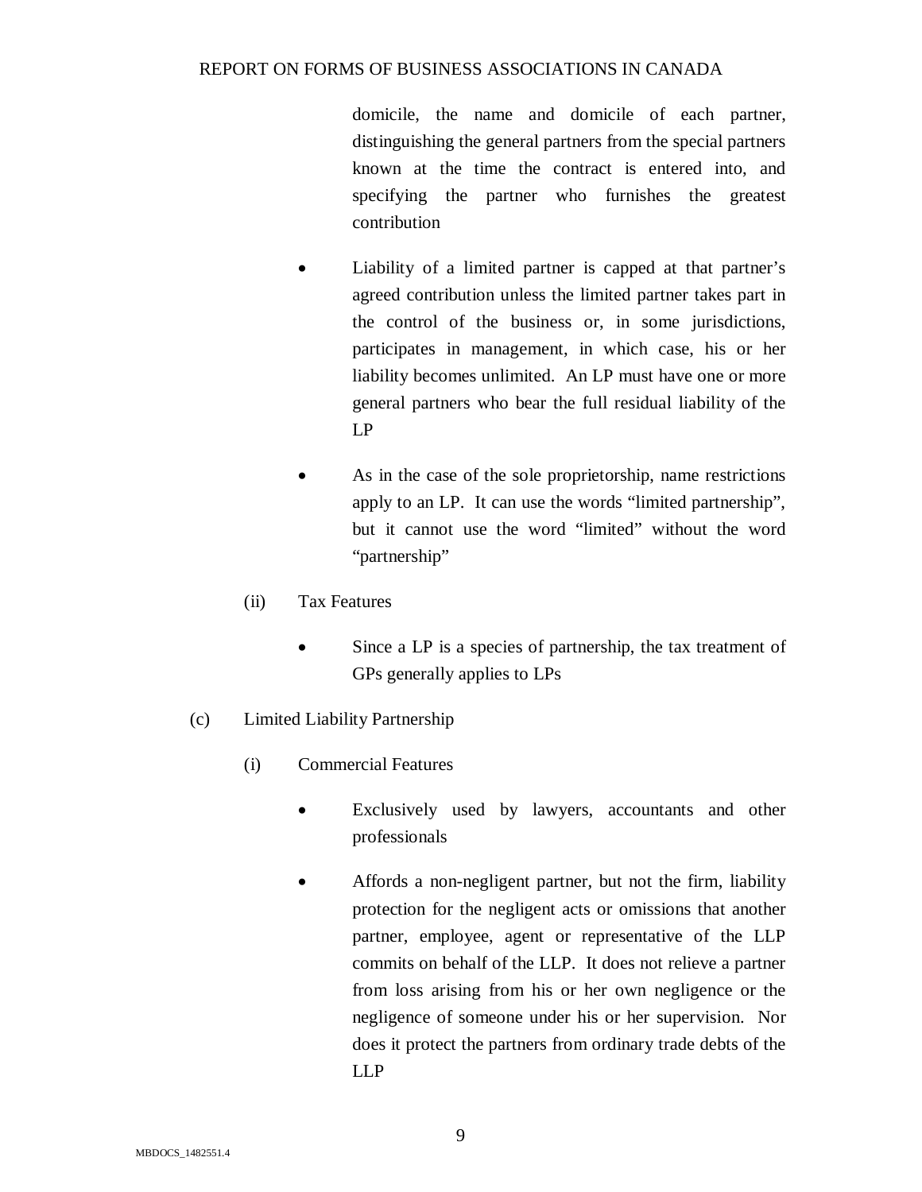domicile, the name and domicile of each partner, distinguishing the general partners from the special partners known at the time the contract is entered into, and specifying the partner who furnishes the greatest contribution

- Liability of a limited partner is capped at that partner's agreed contribution unless the limited partner takes part in the control of the business or, in some jurisdictions, participates in management, in which case, his or her liability becomes unlimited. An LP must have one or more general partners who bear the full residual liability of the LP

- As in the case of the sole proprietorship, name restrictions apply to an LP. It can use the words "limited partnership", but it cannot use the word "limited" without the word "partnership"

(ii) Tax Features

- Since a LP is a species of partnership, the tax treatment of GPs generally applies to LPs

(c) Limited Liability Partnership

(i) Commercial Features

- Exclusively used by lawyers, accountants and other professionals

- Affords a non-negligent partner, but not the firm, liability protection for the negligent acts or omissions that another partner, employee, agent or representative of the LLP commits on behalf of the LLP. It does not relieve a partner from loss arising from his or her own negligence or the negligence of someone under his or her supervision. Nor does it protect the partners from ordinary trade debts of the LLP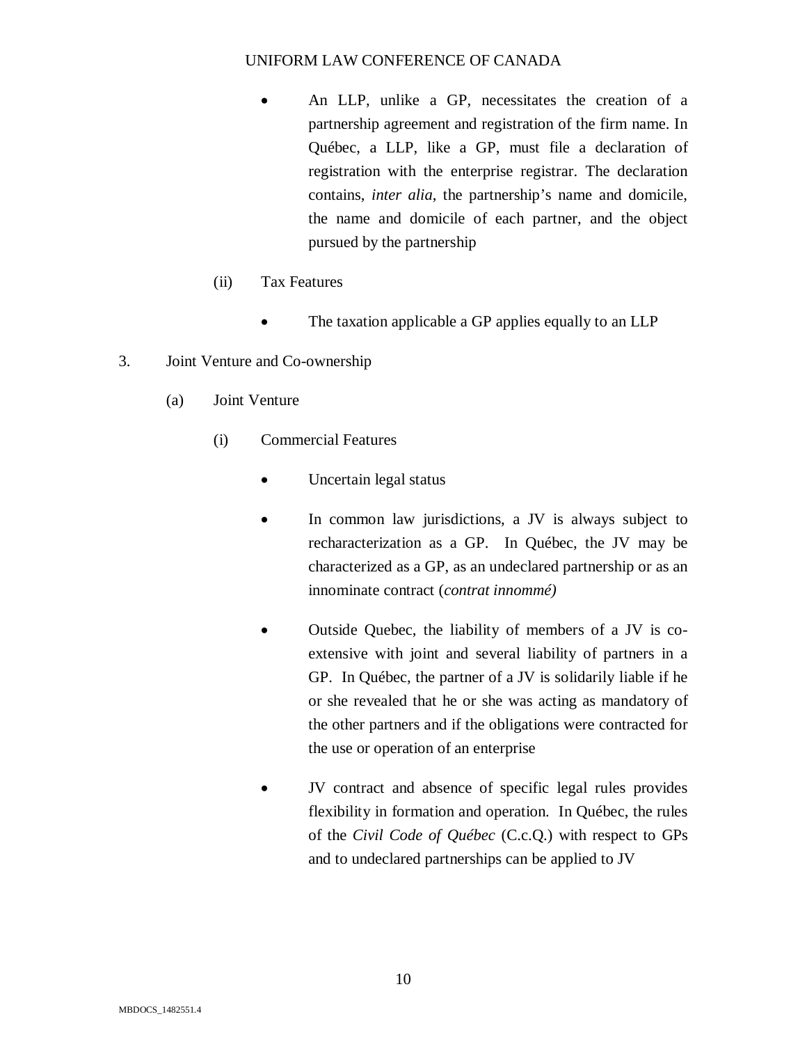- An LLP, unlike a GP, necessitates the creation of a partnership agreement and registration of the firm name. In Québec, a LLP, like a GP, must file a declaration of registration with the enterprise registrar. The declaration contains, *inter alia*, the partnership's name and domicile, the name and domicile of each partner, and the object pursued by the partnership

(ii) Tax Features

- The taxation applicable a GP applies equally to an LLP

3. Joint Venture and Co-ownership

(a) Joint Venture

(i) Commercial Features

- Uncertain legal status

- In common law jurisdictions, a JV is always subject to recharacterization as a GP. In Québec, the JV may be characterized as a GP, as an undeclared partnership or as an innominate contract (*contrat innommé)*

- Outside Quebec, the liability of members of a JV is co-extensive with joint and several liability of partners in a GP. In Québec, the partner of a JV is solidarily liable if he or she revealed that he or she was acting as mandatory of the other partners and if the obligations were contracted for the use or operation of an enterprise

- JV contract and absence of specific legal rules provides flexibility in formation and operation. In Québec, the rules of the *Civil Code of Québec* (C.c.Q.) with respect to GPs and to undeclared partnerships can be applied to JV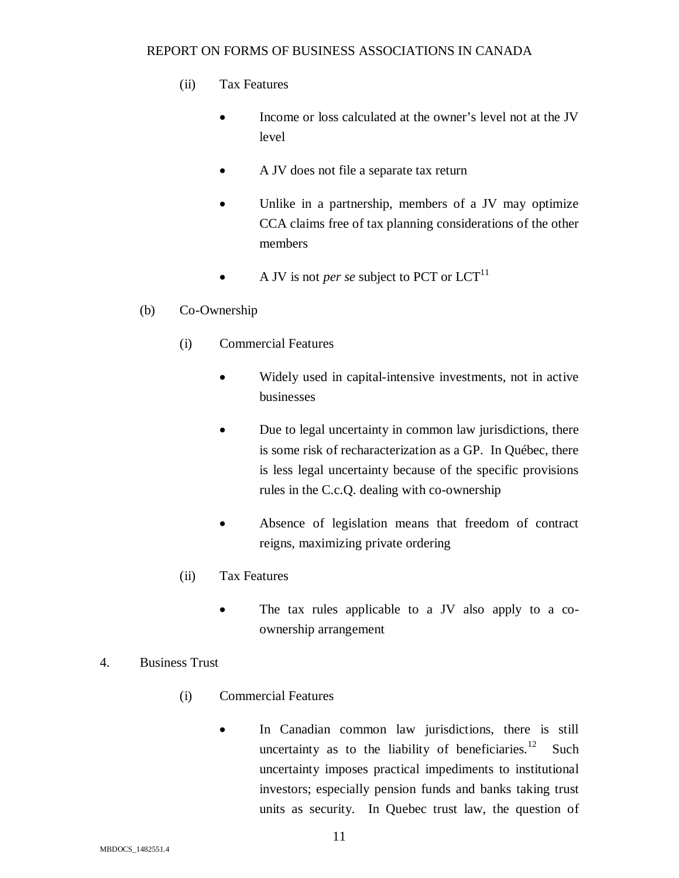(ii) Tax Features

- Income or loss calculated at the owner's level not at the JV level
- A JV does not file a separate tax return
- Unlike in a partnership, members of a JV may optimize CCA claims free of tax planning considerations of the other members
- A JV is not *per se* subject to PCT or LCT[11]

(b) Co-Ownership

(i) Commercial Features

- Widely used in capital-intensive investments, not in active businesses
- Due to legal uncertainty in common law jurisdictions, there is some risk of recharacterization as a GP. In Québec, there is less legal uncertainty because of the specific provisions rules in the C.c.Q. dealing with co-ownership
- Absence of legislation means that freedom of contract reigns, maximizing private ordering

(ii) Tax Features

- The tax rules applicable to a JV also apply to a co-ownership arrangement

4. Business Trust

(i) Commercial Features

- In Canadian common law jurisdictions, there is still uncertainty as to the liability of beneficiaries.[12] Such uncertainty imposes practical impediments to institutional investors; especially pension funds and banks taking trust units as security. In Quebec trust law, the question of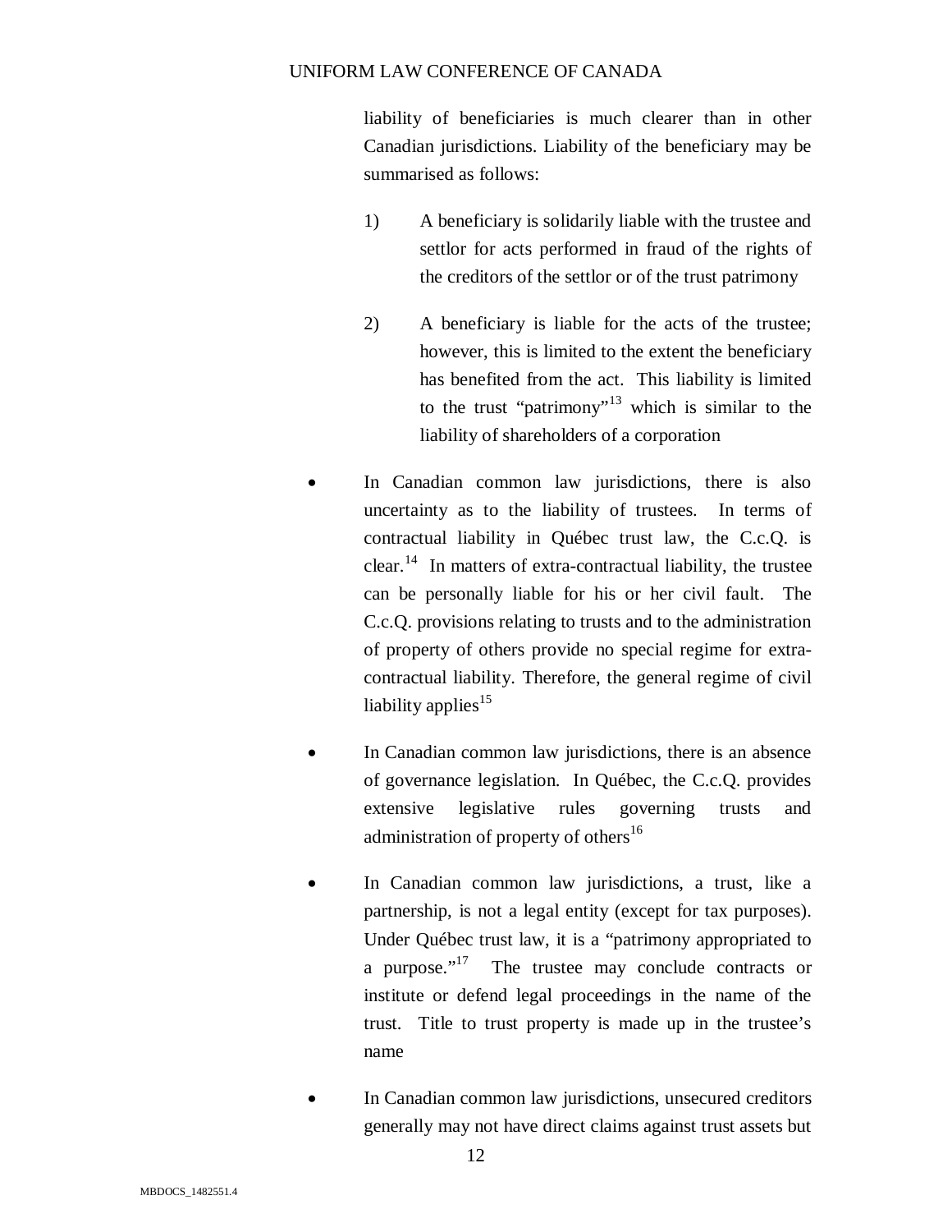liability of beneficiaries is much clearer than in other Canadian jurisdictions. Liability of the beneficiary may be summarised as follows:

1) A beneficiary is solidarily liable with the trustee and settlor for acts performed in fraud of the rights of the creditors of the settlor or of the trust patrimony

2) A beneficiary is liable for the acts of the trustee; however, this is limited to the extent the beneficiary has benefited from the act. This liability is limited to the trust "patrimony"[13] which is similar to the liability of shareholders of a corporation

- In Canadian common law jurisdictions, there is also uncertainty as to the liability of trustees. In terms of contractual liability in Québec trust law, the C.c.Q. is clear.[14] In matters of extra-contractual liability, the trustee can be personally liable for his or her civil fault. The C.c.Q. provisions relating to trusts and to the administration of property of others provide no special regime for extra-contractual liability. Therefore, the general regime of civil liability applies[15]

- In Canadian common law jurisdictions, there is an absence of governance legislation. In Québec, the C.c.Q. provides extensive legislative rules governing trusts and administration of property of others[16]

- In Canadian common law jurisdictions, a trust, like a partnership, is not a legal entity (except for tax purposes). Under Québec trust law, it is a "patrimony appropriated to a purpose."[17] The trustee may conclude contracts or institute or defend legal proceedings in the name of the trust. Title to trust property is made up in the trustee's name

- In Canadian common law jurisdictions, unsecured creditors generally may not have direct claims against trust assets but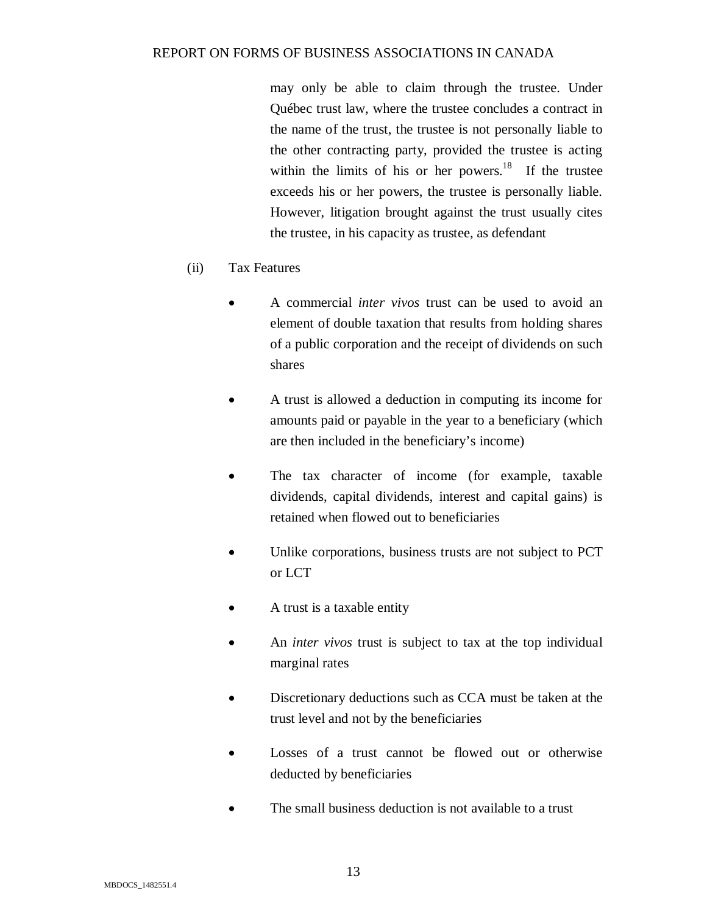may only be able to claim through the trustee. Under Québec trust law, where the trustee concludes a contract in the name of the trust, the trustee is not personally liable to the other contracting party, provided the trustee is acting within the limits of his or her powers.[18] If the trustee exceeds his or her powers, the trustee is personally liable. However, litigation brought against the trust usually cites the trustee, in his capacity as trustee, as defendant

(ii) Tax Features

- A commercial *inter vivos* trust can be used to avoid an element of double taxation that results from holding shares of a public corporation and the receipt of dividends on such shares
- A trust is allowed a deduction in computing its income for amounts paid or payable in the year to a beneficiary (which are then included in the beneficiary's income)
- The tax character of income (for example, taxable dividends, capital dividends, interest and capital gains) is retained when flowed out to beneficiaries
- Unlike corporations, business trusts are not subject to PCT or LCT
- A trust is a taxable entity
- An *inter vivos* trust is subject to tax at the top individual marginal rates
- Discretionary deductions such as CCA must be taken at the trust level and not by the beneficiaries
- Losses of a trust cannot be flowed out or otherwise deducted by beneficiaries
- The small business deduction is not available to a trust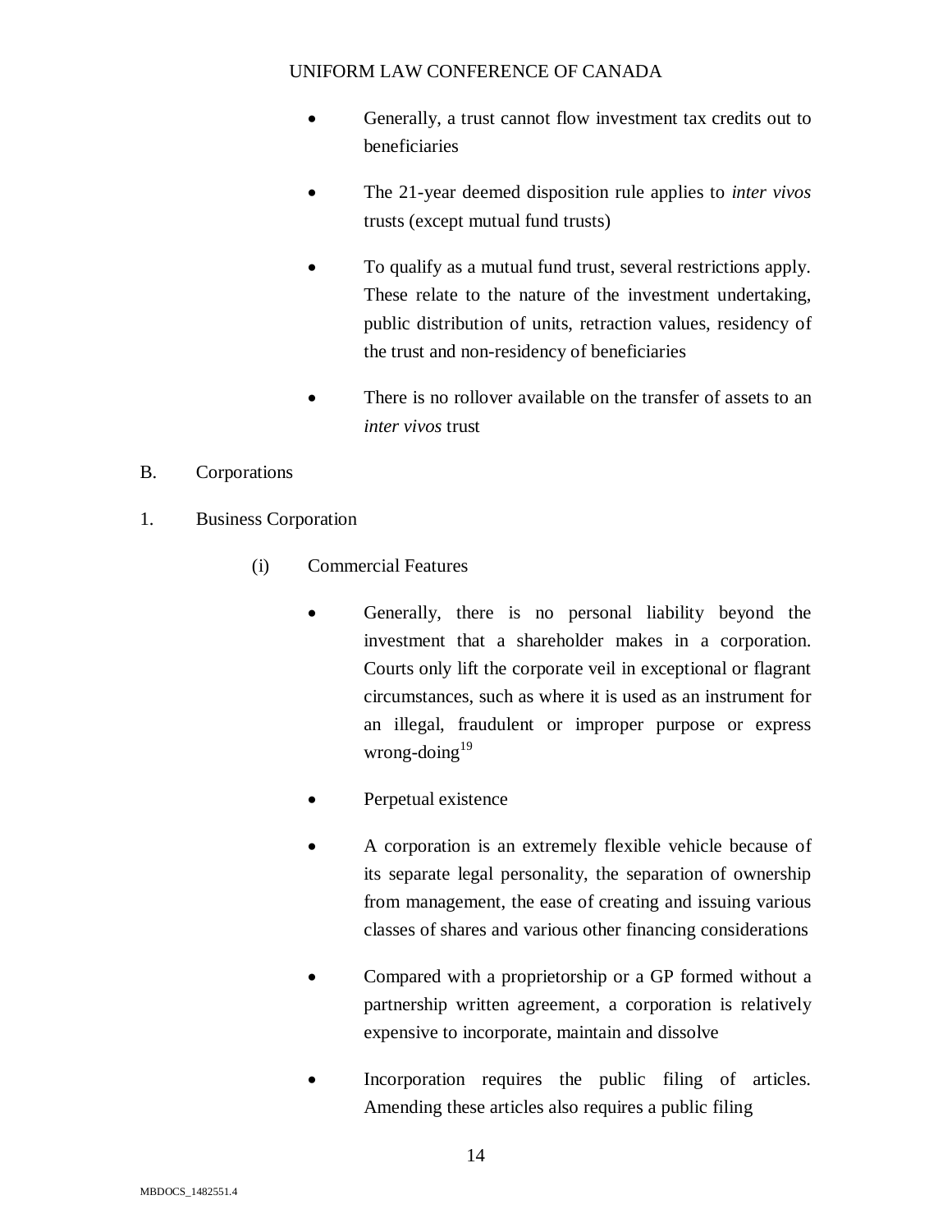- Generally, a trust cannot flow investment tax credits out to beneficiaries
- The 21-year deemed disposition rule applies to *inter vivos* trusts (except mutual fund trusts)
- To qualify as a mutual fund trust, several restrictions apply. These relate to the nature of the investment undertaking, public distribution of units, retraction values, residency of the trust and non-residency of beneficiaries
- There is no rollover available on the transfer of assets to an *inter vivos* trust

## B. Corporations

### 1. Business Corporation

#### (i) Commercial Features

- Generally, there is no personal liability beyond the investment that a shareholder makes in a corporation. Courts only lift the corporate veil in exceptional or flagrant circumstances, such as where it is used as an instrument for an illegal, fraudulent or improper purpose or express wrong-doing[19]
- Perpetual existence
- A corporation is an extremely flexible vehicle because of its separate legal personality, the separation of ownership from management, the ease of creating and issuing various classes of shares and various other financing considerations
- Compared with a proprietorship or a GP formed without a partnership written agreement, a corporation is relatively expensive to incorporate, maintain and dissolve
- Incorporation requires the public filing of articles. Amending these articles also requires a public filing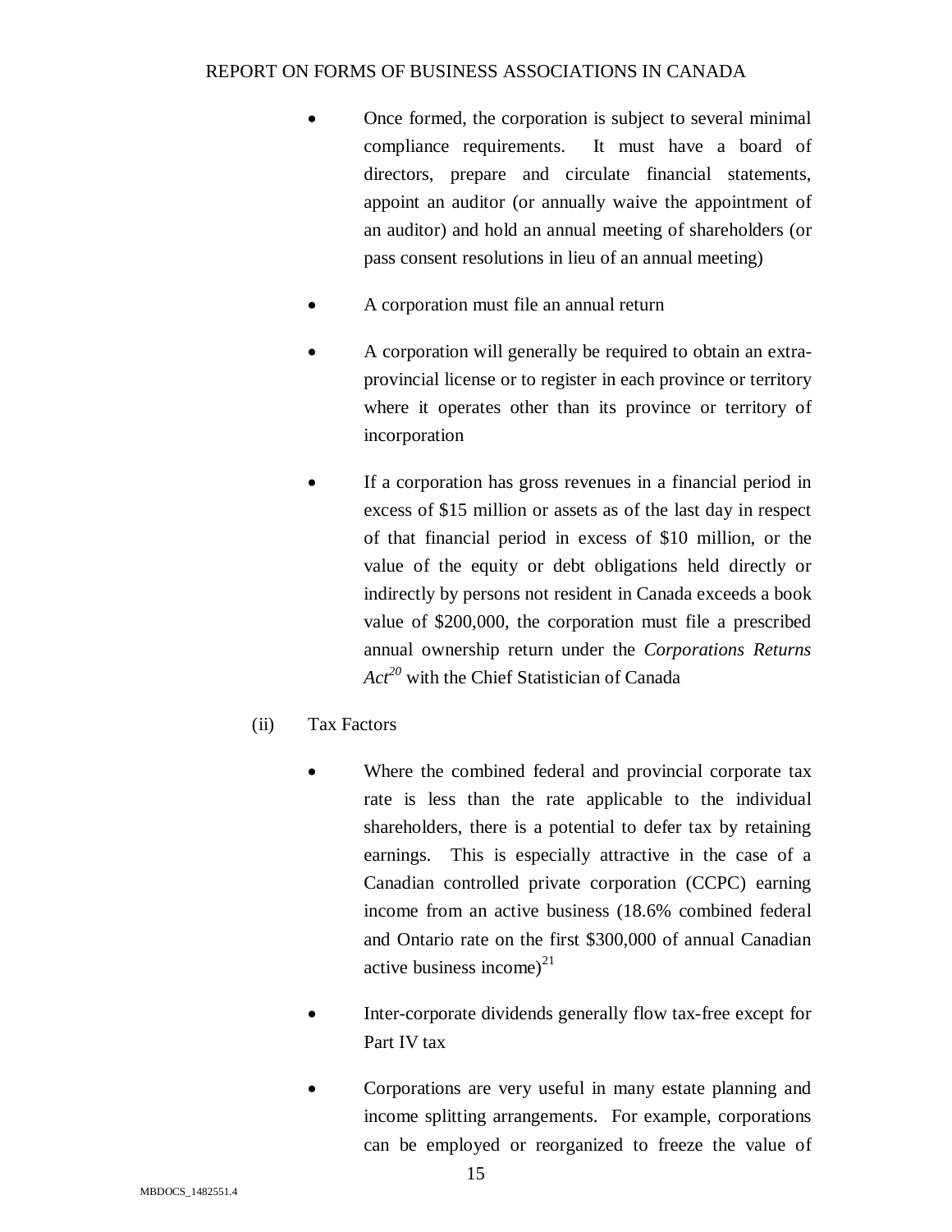- Once formed, the corporation is subject to several minimal compliance requirements. It must have a board of directors, prepare and circulate financial statements, appoint an auditor (or annually waive the appointment of an auditor) and hold an annual meeting of shareholders (or pass consent resolutions in lieu of an annual meeting)

- A corporation must file an annual return

- A corporation will generally be required to obtain an extra-provincial license or to register in each province or territory where it operates other than its province or territory of incorporation

- If a corporation has gross revenues in a financial period in excess of $15 million or assets as of the last day in respect of that financial period in excess of $10 million, or the value of the equity or debt obligations held directly or indirectly by persons not resident in Canada exceeds a book value of $200,000, the corporation must file a prescribed annual ownership return under the *Corporations Returns Act*[20] with the Chief Statistician of Canada

(ii) Tax Factors

- Where the combined federal and provincial corporate tax rate is less than the rate applicable to the individual shareholders, there is a potential to defer tax by retaining earnings. This is especially attractive in the case of a Canadian controlled private corporation (CCPC) earning income from an active business (18.6% combined federal and Ontario rate on the first $300,000 of annual Canadian active business income)[21]

- Inter-corporate dividends generally flow tax-free except for Part IV tax

- Corporations are very useful in many estate planning and income splitting arrangements. For example, corporations can be employed or reorganized to freeze the value of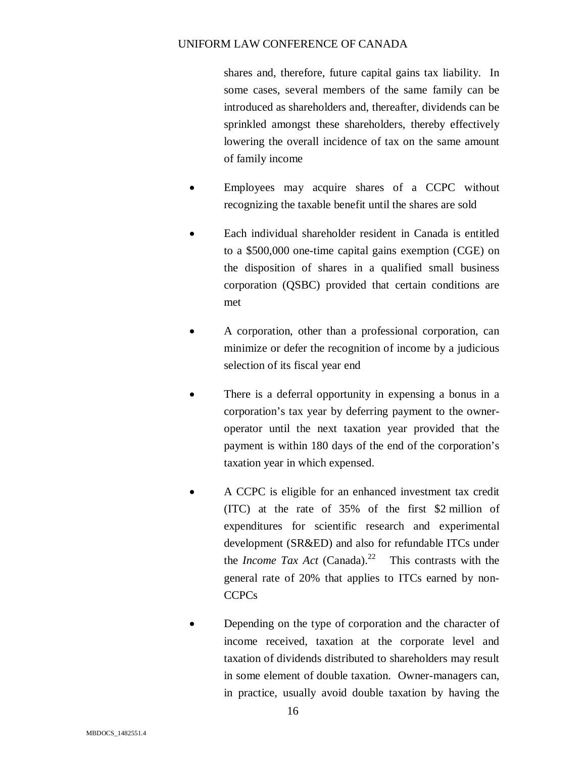shares and, therefore, future capital gains tax liability. In some cases, several members of the same family can be introduced as shareholders and, thereafter, dividends can be sprinkled amongst these shareholders, thereby effectively lowering the overall incidence of tax on the same amount of family income

- Employees may acquire shares of a CCPC without recognizing the taxable benefit until the shares are sold

- Each individual shareholder resident in Canada is entitled to a $500,000 one-time capital gains exemption (CGE) on the disposition of shares in a qualified small business corporation (QSBC) provided that certain conditions are met

- A corporation, other than a professional corporation, can minimize or defer the recognition of income by a judicious selection of its fiscal year end

- There is a deferral opportunity in expensing a bonus in a corporation's tax year by deferring payment to the owner-operator until the next taxation year provided that the payment is within 180 days of the end of the corporation's taxation year in which expensed.

- A CCPC is eligible for an enhanced investment tax credit (ITC) at the rate of 35% of the first $2 million of expenditures for scientific research and experimental development (SR&ED) and also for refundable ITCs under the *Income Tax Act* (Canada).[22] This contrasts with the general rate of 20% that applies to ITCs earned by non-CCPCs

- Depending on the type of corporation and the character of income received, taxation at the corporate level and taxation of dividends distributed to shareholders may result in some element of double taxation. Owner-managers can, in practice, usually avoid double taxation by having the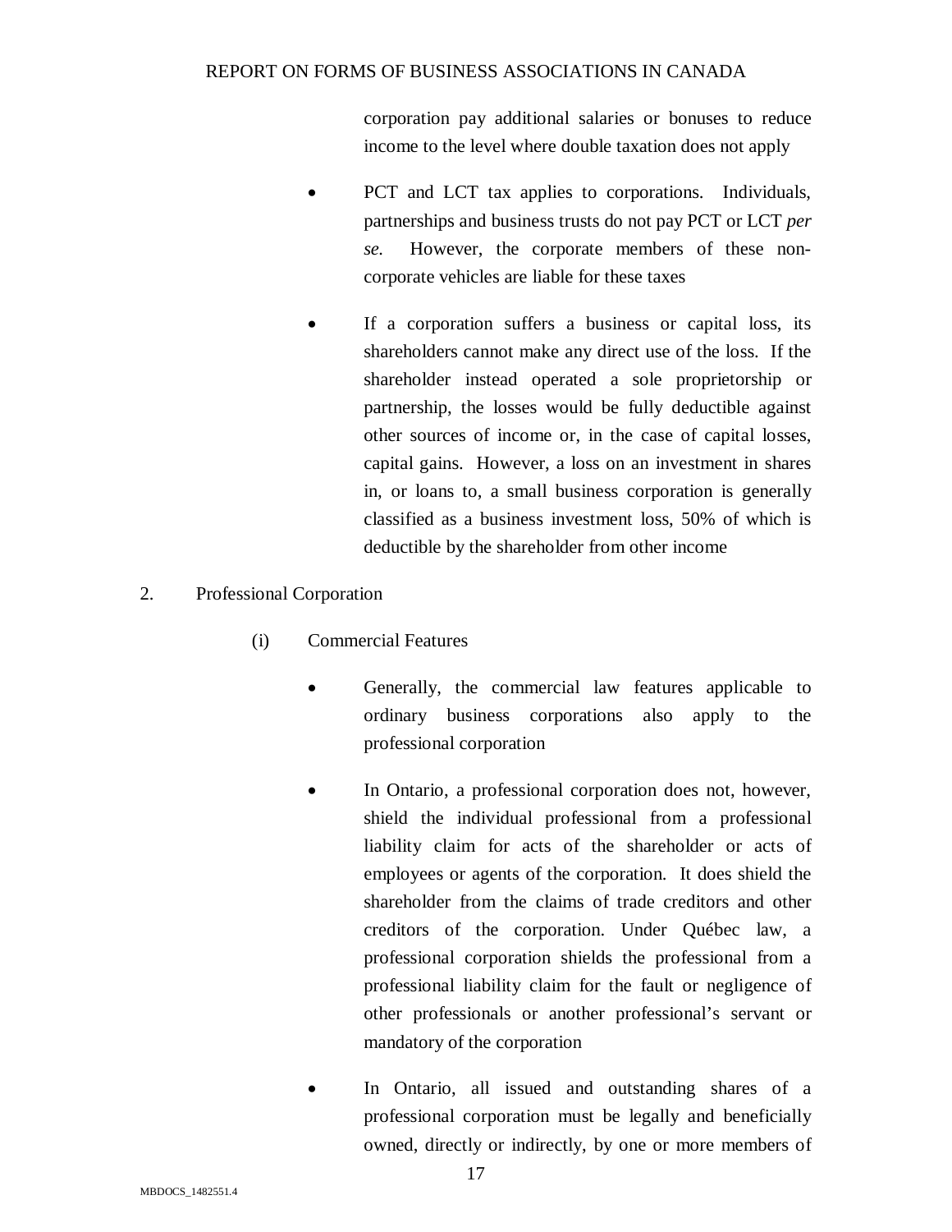corporation pay additional salaries or bonuses to reduce income to the level where double taxation does not apply

- PCT and LCT tax applies to corporations. Individuals, partnerships and business trusts do not pay PCT or LCT *per se.* However, the corporate members of these non-corporate vehicles are liable for these taxes
- If a corporation suffers a business or capital loss, its shareholders cannot make any direct use of the loss. If the shareholder instead operated a sole proprietorship or partnership, the losses would be fully deductible against other sources of income or, in the case of capital losses, capital gains. However, a loss on an investment in shares in, or loans to, a small business corporation is generally classified as a business investment loss, 50% of which is deductible by the shareholder from other income

2. Professional Corporation

(i) Commercial Features

- Generally, the commercial law features applicable to ordinary business corporations also apply to the professional corporation
- In Ontario, a professional corporation does not, however, shield the individual professional from a professional liability claim for acts of the shareholder or acts of employees or agents of the corporation. It does shield the shareholder from the claims of trade creditors and other creditors of the corporation. Under Québec law, a professional corporation shields the professional from a professional liability claim for the fault or negligence of other professionals or another professional's servant or mandatory of the corporation
- In Ontario, all issued and outstanding shares of a professional corporation must be legally and beneficially owned, directly or indirectly, by one or more members of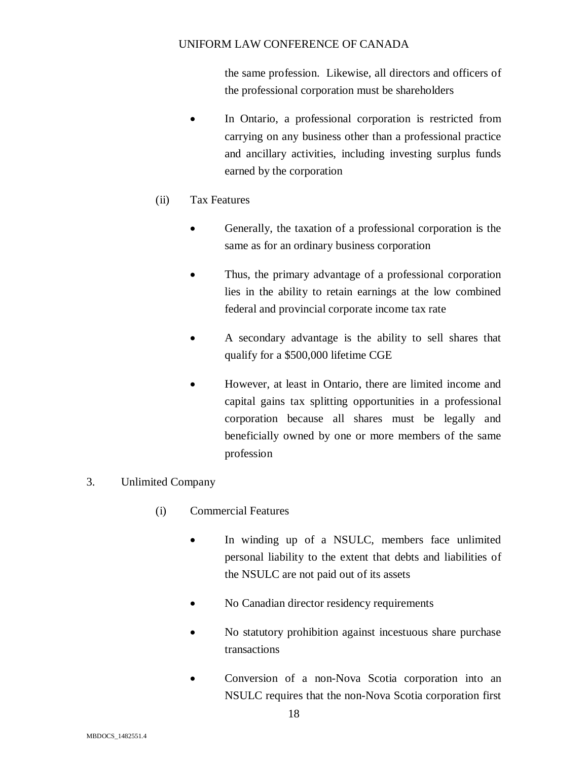the same profession. Likewise, all directors and officers of the professional corporation must be shareholders

- In Ontario, a professional corporation is restricted from carrying on any business other than a professional practice and ancillary activities, including investing surplus funds earned by the corporation

(ii) Tax Features

- Generally, the taxation of a professional corporation is the same as for an ordinary business corporation
- Thus, the primary advantage of a professional corporation lies in the ability to retain earnings at the low combined federal and provincial corporate income tax rate
- A secondary advantage is the ability to sell shares that qualify for a $500,000 lifetime CGE
- However, at least in Ontario, there are limited income and capital gains tax splitting opportunities in a professional corporation because all shares must be legally and beneficially owned by one or more members of the same profession

3. Unlimited Company

(i) Commercial Features

- In winding up of a NSULC, members face unlimited personal liability to the extent that debts and liabilities of the NSULC are not paid out of its assets
- No Canadian director residency requirements
- No statutory prohibition against incestuous share purchase transactions
- Conversion of a non-Nova Scotia corporation into an NSULC requires that the non-Nova Scotia corporation first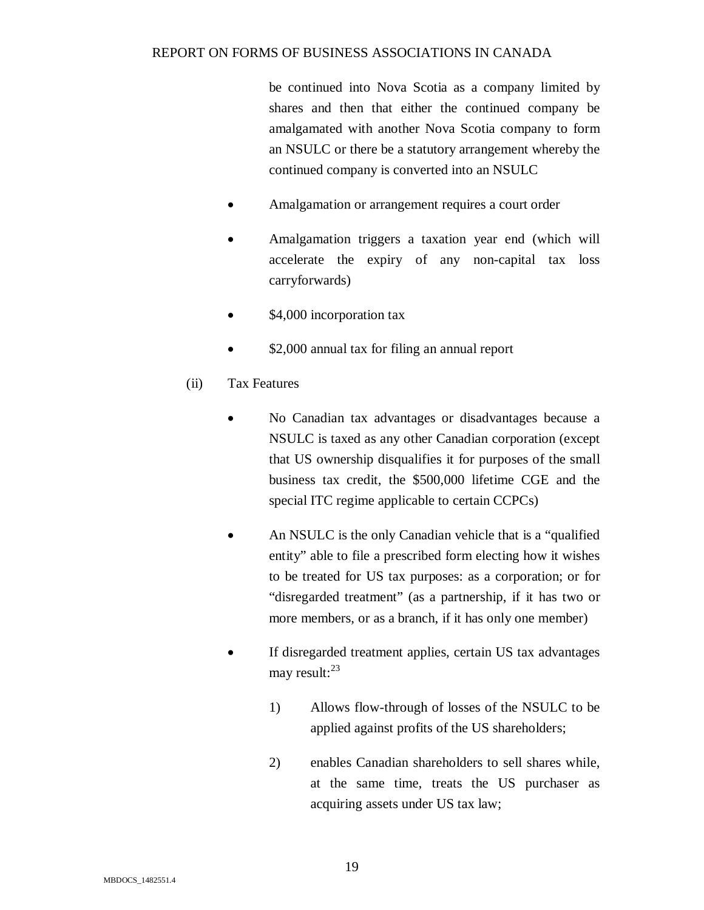be continued into Nova Scotia as a company limited by shares and then that either the continued company be amalgamated with another Nova Scotia company to form an NSULC or there be a statutory arrangement whereby the continued company is converted into an NSULC

- Amalgamation or arrangement requires a court order
- Amalgamation triggers a taxation year end (which will accelerate the expiry of any non-capital tax loss carryforwards)
- $4,000 incorporation tax
- $2,000 annual tax for filing an annual report

(ii) Tax Features

- No Canadian tax advantages or disadvantages because a NSULC is taxed as any other Canadian corporation (except that US ownership disqualifies it for purposes of the small business tax credit, the $500,000 lifetime CGE and the special ITC regime applicable to certain CCPCs)
- An NSULC is the only Canadian vehicle that is a "qualified entity" able to file a prescribed form electing how it wishes to be treated for US tax purposes: as a corporation; or for "disregarded treatment" (as a partnership, if it has two or more members, or as a branch, if it has only one member)
- If disregarded treatment applies, certain US tax advantages may result:[23]

  1) Allows flow-through of losses of the NSULC to be applied against profits of the US shareholders;

  2) enables Canadian shareholders to sell shares while, at the same time, treats the US purchaser as acquiring assets under US tax law;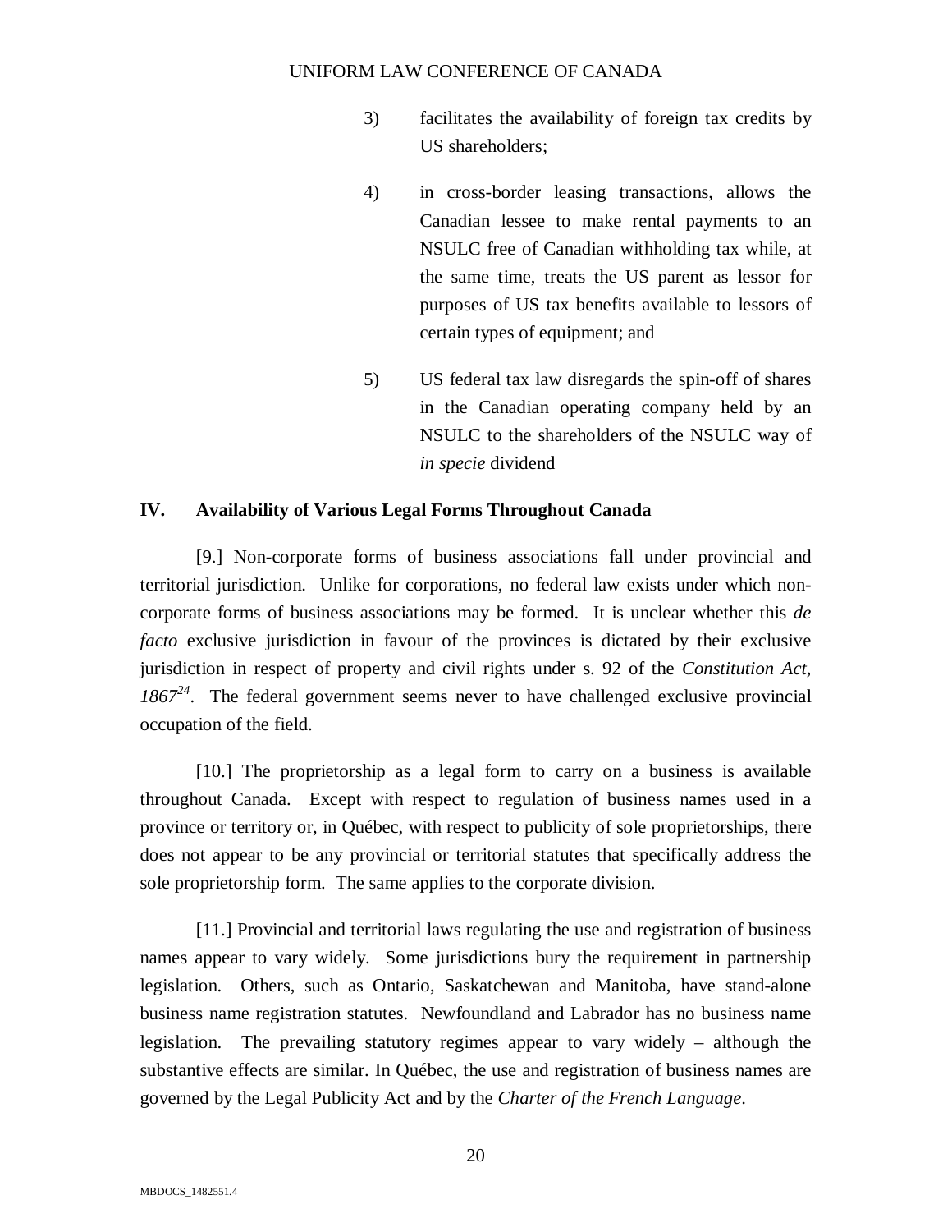3) facilitates the availability of foreign tax credits by US shareholders;

4) in cross-border leasing transactions, allows the Canadian lessee to make rental payments to an NSULC free of Canadian withholding tax while, at the same time, treats the US parent as lessor for purposes of US tax benefits available to lessors of certain types of equipment; and

5) US federal tax law disregards the spin-off of shares in the Canadian operating company held by an NSULC to the shareholders of the NSULC way of *in specie* dividend

## IV. Availability of Various Legal Forms Throughout Canada

[9.] Non-corporate forms of business associations fall under provincial and territorial jurisdiction. Unlike for corporations, no federal law exists under which non-corporate forms of business associations may be formed. It is unclear whether this *de facto* exclusive jurisdiction in favour of the provinces is dictated by their exclusive jurisdiction in respect of property and civil rights under s. 92 of the *Constitution Act, 1867*[24]. The federal government seems never to have challenged exclusive provincial occupation of the field.

[10.] The proprietorship as a legal form to carry on a business is available throughout Canada. Except with respect to regulation of business names used in a province or territory or, in Québec, with respect to publicity of sole proprietorships, there does not appear to be any provincial or territorial statutes that specifically address the sole proprietorship form. The same applies to the corporate division.

[11.] Provincial and territorial laws regulating the use and registration of business names appear to vary widely. Some jurisdictions bury the requirement in partnership legislation. Others, such as Ontario, Saskatchewan and Manitoba, have stand-alone business name registration statutes. Newfoundland and Labrador has no business name legislation. The prevailing statutory regimes appear to vary widely – although the substantive effects are similar. In Québec, the use and registration of business names are governed by the Legal Publicity Act and by the *Charter of the French Language*.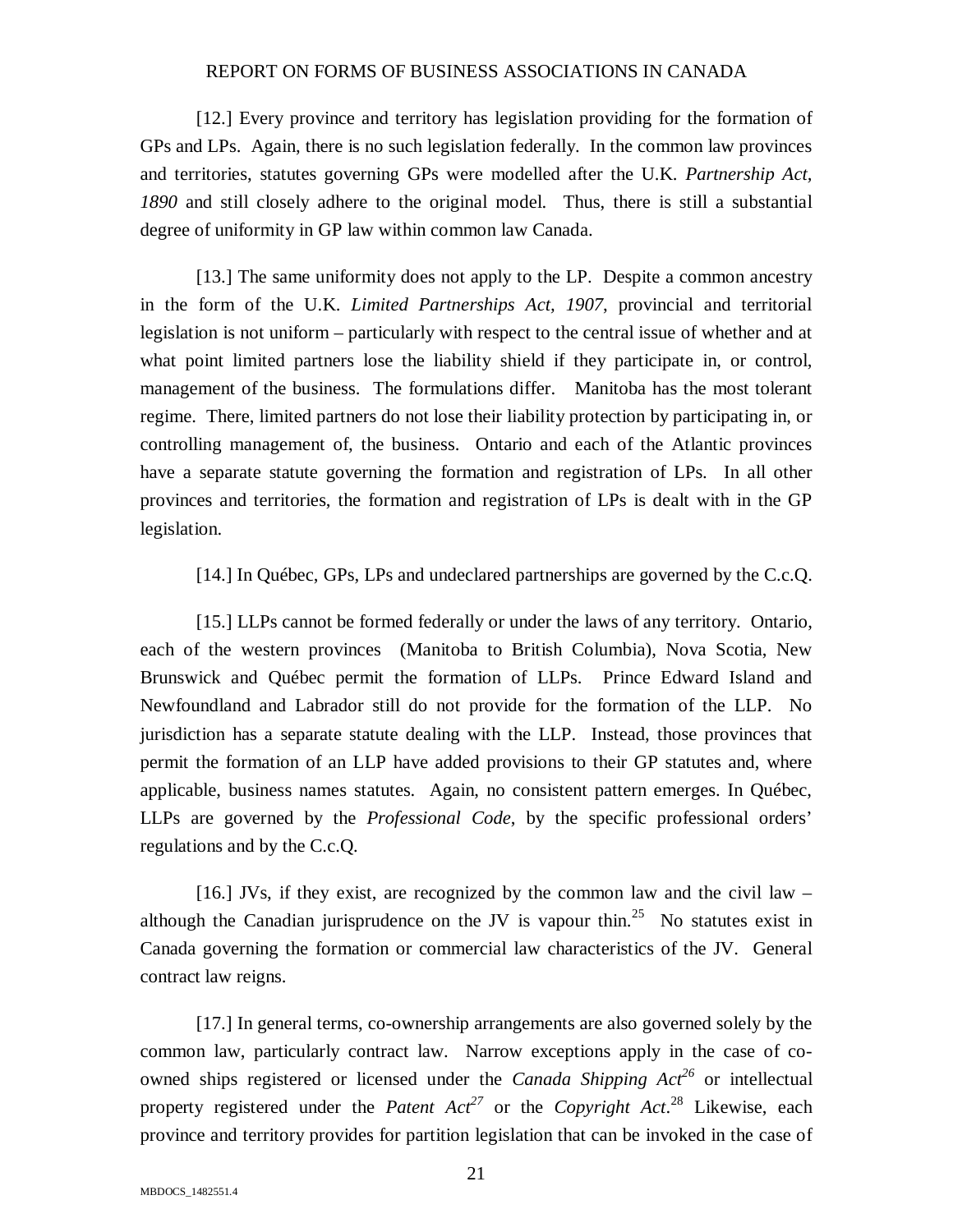[12.] Every province and territory has legislation providing for the formation of GPs and LPs. Again, there is no such legislation federally. In the common law provinces and territories, statutes governing GPs were modelled after the U.K. *Partnership Act, 1890* and still closely adhere to the original model. Thus, there is still a substantial degree of uniformity in GP law within common law Canada.

[13.] The same uniformity does not apply to the LP. Despite a common ancestry in the form of the U.K. *Limited Partnerships Act, 1907*, provincial and territorial legislation is not uniform – particularly with respect to the central issue of whether and at what point limited partners lose the liability shield if they participate in, or control, management of the business. The formulations differ. Manitoba has the most tolerant regime. There, limited partners do not lose their liability protection by participating in, or controlling management of, the business. Ontario and each of the Atlantic provinces have a separate statute governing the formation and registration of LPs. In all other provinces and territories, the formation and registration of LPs is dealt with in the GP legislation.

[14.] In Québec, GPs, LPs and undeclared partnerships are governed by the C.c.Q.

[15.] LLPs cannot be formed federally or under the laws of any territory. Ontario, each of the western provinces (Manitoba to British Columbia), Nova Scotia, New Brunswick and Québec permit the formation of LLPs. Prince Edward Island and Newfoundland and Labrador still do not provide for the formation of the LLP. No jurisdiction has a separate statute dealing with the LLP. Instead, those provinces that permit the formation of an LLP have added provisions to their GP statutes and, where applicable, business names statutes. Again, no consistent pattern emerges. In Québec, LLPs are governed by the *Professional Code*, by the specific professional orders' regulations and by the C.c.Q.

[16.] JVs, if they exist, are recognized by the common law and the civil law – although the Canadian jurisprudence on the JV is vapour thin.[25] No statutes exist in Canada governing the formation or commercial law characteristics of the JV. General contract law reigns.

[17.] In general terms, co-ownership arrangements are also governed solely by the common law, particularly contract law. Narrow exceptions apply in the case of co-owned ships registered or licensed under the *Canada Shipping Act*[26] or intellectual property registered under the *Patent Act*[27] or the *Copyright Act*.[28] Likewise, each province and territory provides for partition legislation that can be invoked in the case of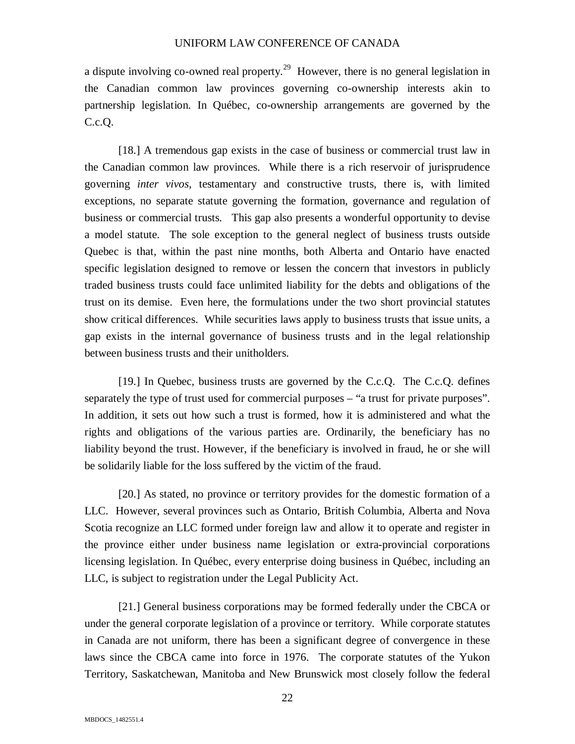a dispute involving co-owned real property.[29] However, there is no general legislation in the Canadian common law provinces governing co-ownership interests akin to partnership legislation. In Québec, co-ownership arrangements are governed by the C.c.Q.

[18.] A tremendous gap exists in the case of business or commercial trust law in the Canadian common law provinces. While there is a rich reservoir of jurisprudence governing *inter vivos*, testamentary and constructive trusts, there is, with limited exceptions, no separate statute governing the formation, governance and regulation of business or commercial trusts. This gap also presents a wonderful opportunity to devise a model statute. The sole exception to the general neglect of business trusts outside Quebec is that, within the past nine months, both Alberta and Ontario have enacted specific legislation designed to remove or lessen the concern that investors in publicly traded business trusts could face unlimited liability for the debts and obligations of the trust on its demise. Even here, the formulations under the two short provincial statutes show critical differences. While securities laws apply to business trusts that issue units, a gap exists in the internal governance of business trusts and in the legal relationship between business trusts and their unitholders.

[19.] In Quebec, business trusts are governed by the C.c.Q. The C.c.Q. defines separately the type of trust used for commercial purposes – "a trust for private purposes". In addition, it sets out how such a trust is formed, how it is administered and what the rights and obligations of the various parties are. Ordinarily, the beneficiary has no liability beyond the trust. However, if the beneficiary is involved in fraud, he or she will be solidarily liable for the loss suffered by the victim of the fraud.

[20.] As stated, no province or territory provides for the domestic formation of a LLC. However, several provinces such as Ontario, British Columbia, Alberta and Nova Scotia recognize an LLC formed under foreign law and allow it to operate and register in the province either under business name legislation or extra-provincial corporations licensing legislation. In Québec, every enterprise doing business in Québec, including an LLC, is subject to registration under the Legal Publicity Act.

[21.] General business corporations may be formed federally under the CBCA or under the general corporate legislation of a province or territory. While corporate statutes in Canada are not uniform, there has been a significant degree of convergence in these laws since the CBCA came into force in 1976. The corporate statutes of the Yukon Territory, Saskatchewan, Manitoba and New Brunswick most closely follow the federal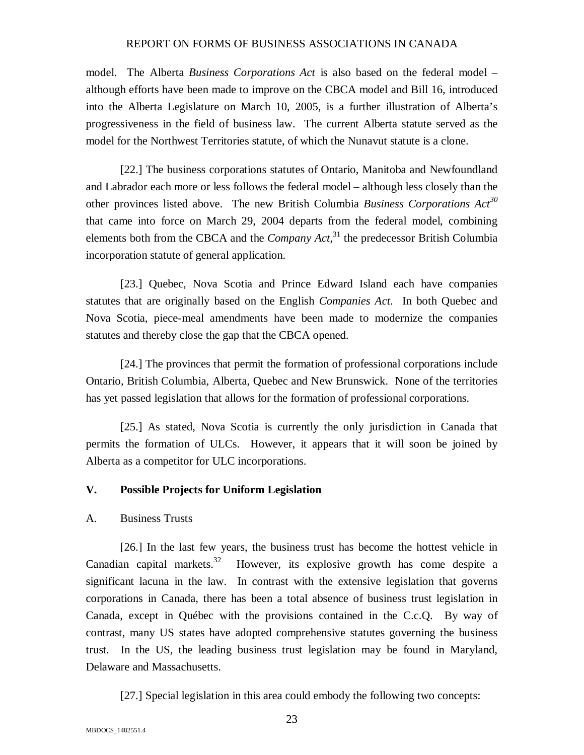model. The Alberta *Business Corporations Act* is also based on the federal model – although efforts have been made to improve on the CBCA model and Bill 16, introduced into the Alberta Legislature on March 10, 2005, is a further illustration of Alberta's progressiveness in the field of business law. The current Alberta statute served as the model for the Northwest Territories statute, of which the Nunavut statute is a clone.

[22.] The business corporations statutes of Ontario, Manitoba and Newfoundland and Labrador each more or less follows the federal model – although less closely than the other provinces listed above. The new British Columbia *Business Corporations Act*[30] that came into force on March 29, 2004 departs from the federal model, combining elements both from the CBCA and the *Company Act*,[31] the predecessor British Columbia incorporation statute of general application.

[23.] Quebec, Nova Scotia and Prince Edward Island each have companies statutes that are originally based on the English *Companies Act*. In both Quebec and Nova Scotia, piece-meal amendments have been made to modernize the companies statutes and thereby close the gap that the CBCA opened.

[24.] The provinces that permit the formation of professional corporations include Ontario, British Columbia, Alberta, Quebec and New Brunswick. None of the territories has yet passed legislation that allows for the formation of professional corporations.

[25.] As stated, Nova Scotia is currently the only jurisdiction in Canada that permits the formation of ULCs. However, it appears that it will soon be joined by Alberta as a competitor for ULC incorporations.

## V. Possible Projects for Uniform Legislation

### A. Business Trusts

[26.] In the last few years, the business trust has become the hottest vehicle in Canadian capital markets.[32] However, its explosive growth has come despite a significant lacuna in the law. In contrast with the extensive legislation that governs corporations in Canada, there has been a total absence of business trust legislation in Canada, except in Québec with the provisions contained in the C.c.Q. By way of contrast, many US states have adopted comprehensive statutes governing the business trust. In the US, the leading business trust legislation may be found in Maryland, Delaware and Massachusetts.

[27.] Special legislation in this area could embody the following two concepts: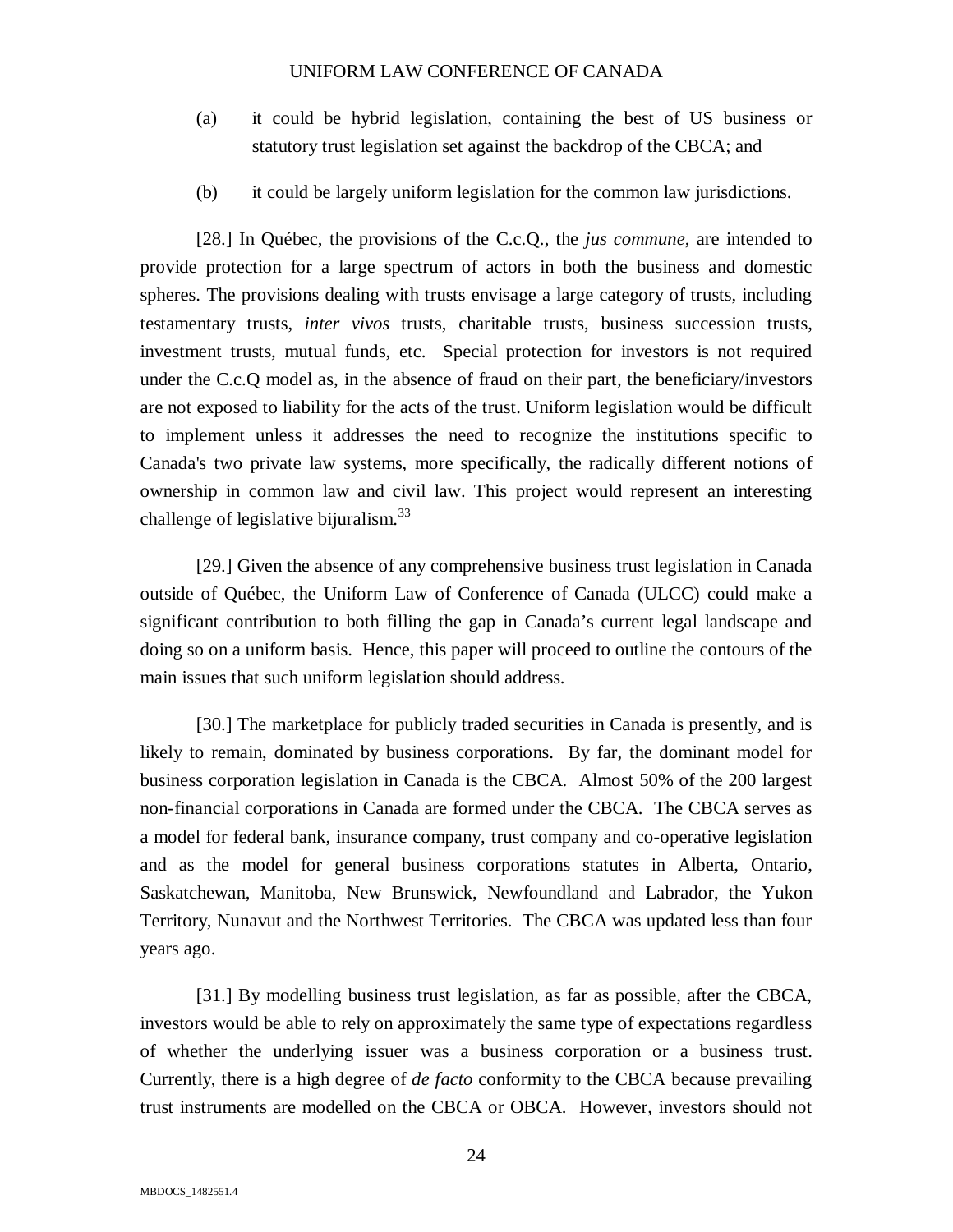(a) it could be hybrid legislation, containing the best of US business or statutory trust legislation set against the backdrop of the CBCA; and

(b) it could be largely uniform legislation for the common law jurisdictions.

[28.] In Québec, the provisions of the C.c.Q., the *jus commune*, are intended to provide protection for a large spectrum of actors in both the business and domestic spheres. The provisions dealing with trusts envisage a large category of trusts, including testamentary trusts, *inter vivos* trusts, charitable trusts, business succession trusts, investment trusts, mutual funds, etc. Special protection for investors is not required under the C.c.Q model as, in the absence of fraud on their part, the beneficiary/investors are not exposed to liability for the acts of the trust. Uniform legislation would be difficult to implement unless it addresses the need to recognize the institutions specific to Canada's two private law systems, more specifically, the radically different notions of ownership in common law and civil law. This project would represent an interesting challenge of legislative bijuralism.[33]

[29.] Given the absence of any comprehensive business trust legislation in Canada outside of Québec, the Uniform Law of Conference of Canada (ULCC) could make a significant contribution to both filling the gap in Canada's current legal landscape and doing so on a uniform basis. Hence, this paper will proceed to outline the contours of the main issues that such uniform legislation should address.

[30.] The marketplace for publicly traded securities in Canada is presently, and is likely to remain, dominated by business corporations. By far, the dominant model for business corporation legislation in Canada is the CBCA. Almost 50% of the 200 largest non-financial corporations in Canada are formed under the CBCA. The CBCA serves as a model for federal bank, insurance company, trust company and co-operative legislation and as the model for general business corporations statutes in Alberta, Ontario, Saskatchewan, Manitoba, New Brunswick, Newfoundland and Labrador, the Yukon Territory, Nunavut and the Northwest Territories. The CBCA was updated less than four years ago.

[31.] By modelling business trust legislation, as far as possible, after the CBCA, investors would be able to rely on approximately the same type of expectations regardless of whether the underlying issuer was a business corporation or a business trust. Currently, there is a high degree of *de facto* conformity to the CBCA because prevailing trust instruments are modelled on the CBCA or OBCA. However, investors should not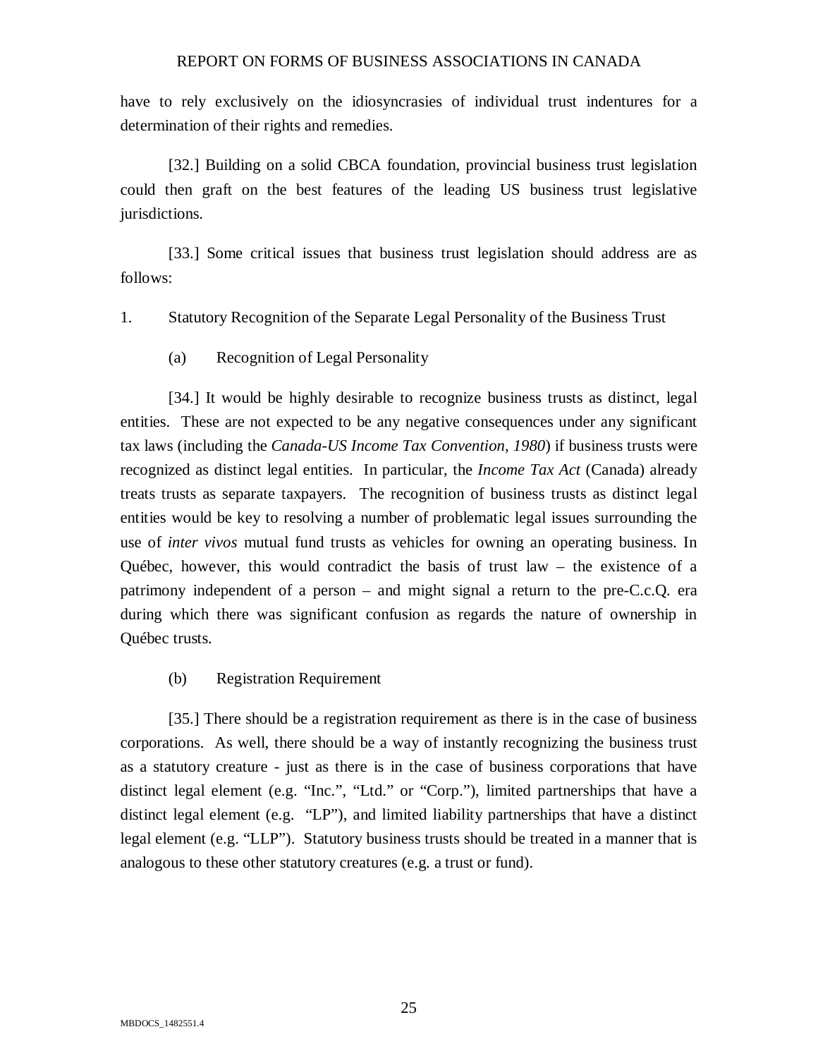have to rely exclusively on the idiosyncrasies of individual trust indentures for a determination of their rights and remedies.

[32.] Building on a solid CBCA foundation, provincial business trust legislation could then graft on the best features of the leading US business trust legislative jurisdictions.

[33.] Some critical issues that business trust legislation should address are as follows:

1. Statutory Recognition of the Separate Legal Personality of the Business Trust

(a) Recognition of Legal Personality

[34.] It would be highly desirable to recognize business trusts as distinct, legal entities. These are not expected to be any negative consequences under any significant tax laws (including the *Canada-US Income Tax Convention, 1980*) if business trusts were recognized as distinct legal entities. In particular, the *Income Tax Act* (Canada) already treats trusts as separate taxpayers. The recognition of business trusts as distinct legal entities would be key to resolving a number of problematic legal issues surrounding the use of *inter vivos* mutual fund trusts as vehicles for owning an operating business. In Québec, however, this would contradict the basis of trust law – the existence of a patrimony independent of a person – and might signal a return to the pre-C.c.Q. era during which there was significant confusion as regards the nature of ownership in Québec trusts.

(b) Registration Requirement

[35.] There should be a registration requirement as there is in the case of business corporations. As well, there should be a way of instantly recognizing the business trust as a statutory creature - just as there is in the case of business corporations that have distinct legal element (e.g. "Inc.", "Ltd." or "Corp."), limited partnerships that have a distinct legal element (e.g. "LP"), and limited liability partnerships that have a distinct legal element (e.g. "LLP"). Statutory business trusts should be treated in a manner that is analogous to these other statutory creatures (e.g. a trust or fund).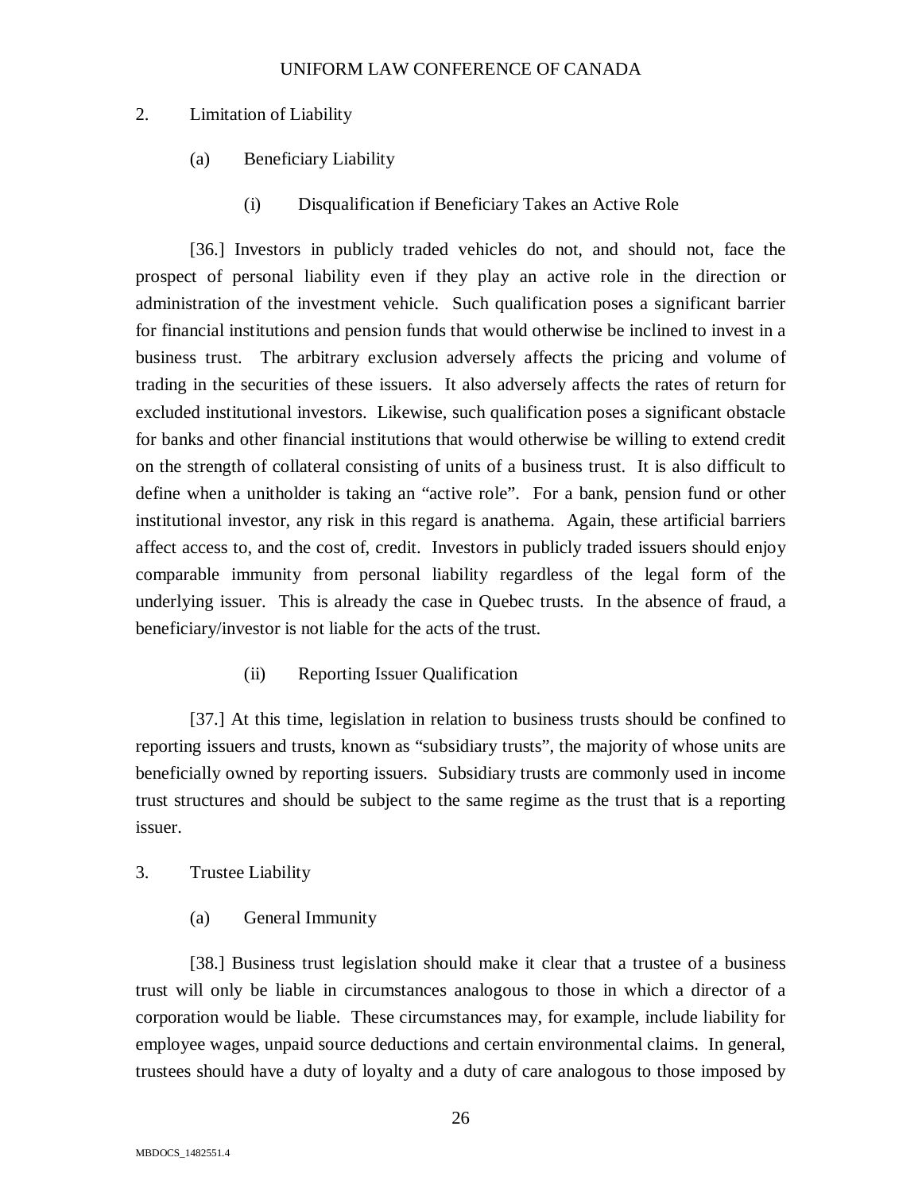## 2. Limitation of Liability

### (a) Beneficiary Liability

#### (i) Disqualification if Beneficiary Takes an Active Role

[36.] Investors in publicly traded vehicles do not, and should not, face the prospect of personal liability even if they play an active role in the direction or administration of the investment vehicle. Such qualification poses a significant barrier for financial institutions and pension funds that would otherwise be inclined to invest in a business trust. The arbitrary exclusion adversely affects the pricing and volume of trading in the securities of these issuers. It also adversely affects the rates of return for excluded institutional investors. Likewise, such qualification poses a significant obstacle for banks and other financial institutions that would otherwise be willing to extend credit on the strength of collateral consisting of units of a business trust. It is also difficult to define when a unitholder is taking an "active role". For a bank, pension fund or other institutional investor, any risk in this regard is anathema. Again, these artificial barriers affect access to, and the cost of, credit. Investors in publicly traded issuers should enjoy comparable immunity from personal liability regardless of the legal form of the underlying issuer. This is already the case in Quebec trusts. In the absence of fraud, a beneficiary/investor is not liable for the acts of the trust.

#### (ii) Reporting Issuer Qualification

[37.] At this time, legislation in relation to business trusts should be confined to reporting issuers and trusts, known as "subsidiary trusts", the majority of whose units are beneficially owned by reporting issuers. Subsidiary trusts are commonly used in income trust structures and should be subject to the same regime as the trust that is a reporting issuer.

## 3. Trustee Liability

### (a) General Immunity

[38.] Business trust legislation should make it clear that a trustee of a business trust will only be liable in circumstances analogous to those in which a director of a corporation would be liable. These circumstances may, for example, include liability for employee wages, unpaid source deductions and certain environmental claims. In general, trustees should have a duty of loyalty and a duty of care analogous to those imposed by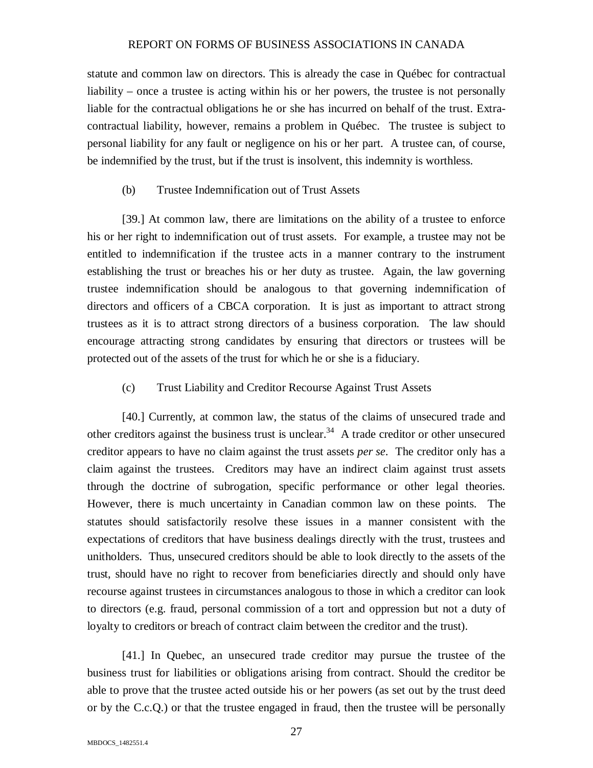statute and common law on directors. This is already the case in Québec for contractual liability – once a trustee is acting within his or her powers, the trustee is not personally liable for the contractual obligations he or she has incurred on behalf of the trust. Extra-contractual liability, however, remains a problem in Québec. The trustee is subject to personal liability for any fault or negligence on his or her part. A trustee can, of course, be indemnified by the trust, but if the trust is insolvent, this indemnity is worthless.

### (b) Trustee Indemnification out of Trust Assets

[39.] At common law, there are limitations on the ability of a trustee to enforce his or her right to indemnification out of trust assets. For example, a trustee may not be entitled to indemnification if the trustee acts in a manner contrary to the instrument establishing the trust or breaches his or her duty as trustee. Again, the law governing trustee indemnification should be analogous to that governing indemnification of directors and officers of a CBCA corporation. It is just as important to attract strong trustees as it is to attract strong directors of a business corporation. The law should encourage attracting strong candidates by ensuring that directors or trustees will be protected out of the assets of the trust for which he or she is a fiduciary.

### (c) Trust Liability and Creditor Recourse Against Trust Assets

[40.] Currently, at common law, the status of the claims of unsecured trade and other creditors against the business trust is unclear.[34] A trade creditor or other unsecured creditor appears to have no claim against the trust assets *per se*. The creditor only has a claim against the trustees. Creditors may have an indirect claim against trust assets through the doctrine of subrogation, specific performance or other legal theories. However, there is much uncertainty in Canadian common law on these points. The statutes should satisfactorily resolve these issues in a manner consistent with the expectations of creditors that have business dealings directly with the trust, trustees and unitholders. Thus, unsecured creditors should be able to look directly to the assets of the trust, should have no right to recover from beneficiaries directly and should only have recourse against trustees in circumstances analogous to those in which a creditor can look to directors (e.g. fraud, personal commission of a tort and oppression but not a duty of loyalty to creditors or breach of contract claim between the creditor and the trust).

[41.] In Quebec, an unsecured trade creditor may pursue the trustee of the business trust for liabilities or obligations arising from contract. Should the creditor be able to prove that the trustee acted outside his or her powers (as set out by the trust deed or by the C.c.Q.) or that the trustee engaged in fraud, then the trustee will be personally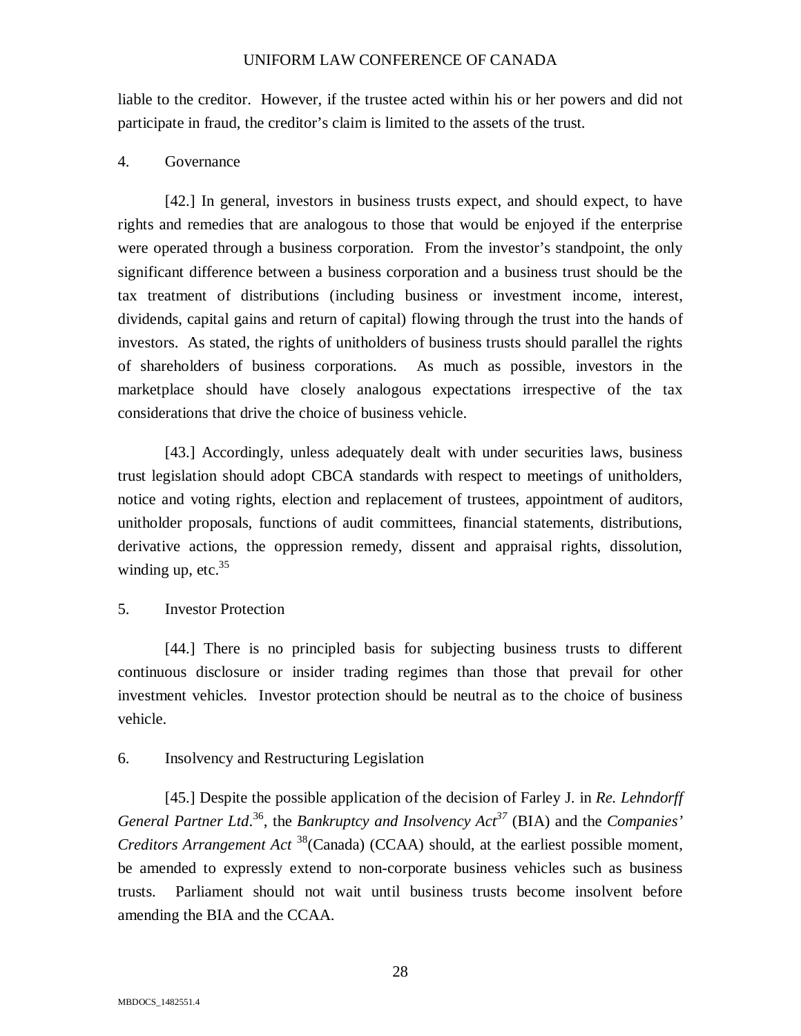liable to the creditor. However, if the trustee acted within his or her powers and did not participate in fraud, the creditor's claim is limited to the assets of the trust.

## 4. Governance

[42.] In general, investors in business trusts expect, and should expect, to have rights and remedies that are analogous to those that would be enjoyed if the enterprise were operated through a business corporation. From the investor's standpoint, the only significant difference between a business corporation and a business trust should be the tax treatment of distributions (including business or investment income, interest, dividends, capital gains and return of capital) flowing through the trust into the hands of investors. As stated, the rights of unitholders of business trusts should parallel the rights of shareholders of business corporations. As much as possible, investors in the marketplace should have closely analogous expectations irrespective of the tax considerations that drive the choice of business vehicle.

[43.] Accordingly, unless adequately dealt with under securities laws, business trust legislation should adopt CBCA standards with respect to meetings of unitholders, notice and voting rights, election and replacement of trustees, appointment of auditors, unitholder proposals, functions of audit committees, financial statements, distributions, derivative actions, the oppression remedy, dissent and appraisal rights, dissolution, winding up, etc.[35]

## 5. Investor Protection

[44.] There is no principled basis for subjecting business trusts to different continuous disclosure or insider trading regimes than those that prevail for other investment vehicles. Investor protection should be neutral as to the choice of business vehicle.

## 6. Insolvency and Restructuring Legislation

[45.] Despite the possible application of the decision of Farley J. in *Re. Lehndorff General Partner Ltd*.[36], the *Bankruptcy and Insolvency Act*[37] (BIA) and the *Companies' Creditors Arrangement Act*[38] (Canada) (CCAA) should, at the earliest possible moment, be amended to expressly extend to non-corporate business vehicles such as business trusts. Parliament should not wait until business trusts become insolvent before amending the BIA and the CCAA.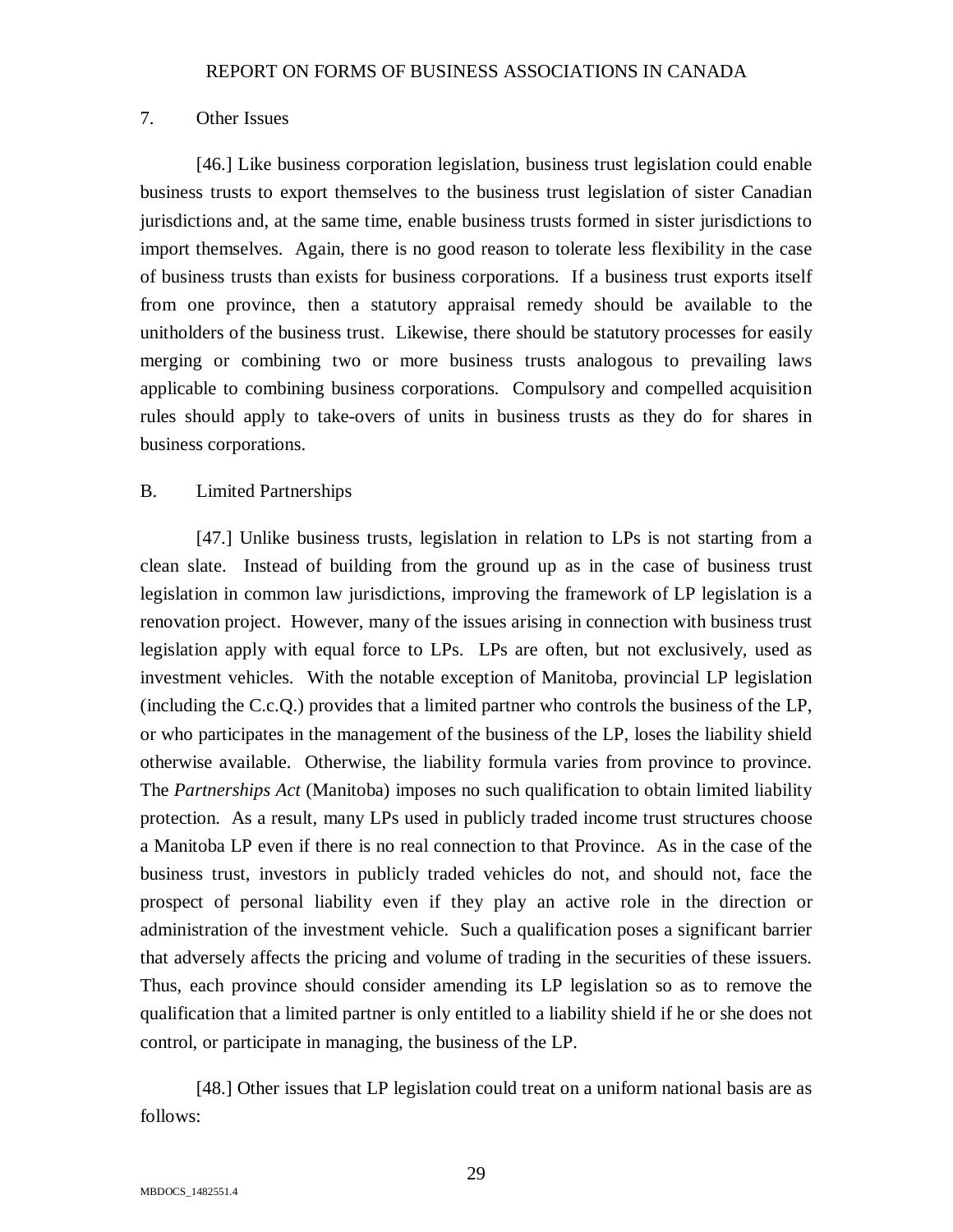### 7. Other Issues

[46.] Like business corporation legislation, business trust legislation could enable business trusts to export themselves to the business trust legislation of sister Canadian jurisdictions and, at the same time, enable business trusts formed in sister jurisdictions to import themselves. Again, there is no good reason to tolerate less flexibility in the case of business trusts than exists for business corporations. If a business trust exports itself from one province, then a statutory appraisal remedy should be available to the unitholders of the business trust. Likewise, there should be statutory processes for easily merging or combining two or more business trusts analogous to prevailing laws applicable to combining business corporations. Compulsory and compelled acquisition rules should apply to take-overs of units in business trusts as they do for shares in business corporations.

## B. Limited Partnerships

[47.] Unlike business trusts, legislation in relation to LPs is not starting from a clean slate. Instead of building from the ground up as in the case of business trust legislation in common law jurisdictions, improving the framework of LP legislation is a renovation project. However, many of the issues arising in connection with business trust legislation apply with equal force to LPs. LPs are often, but not exclusively, used as investment vehicles. With the notable exception of Manitoba, provincial LP legislation (including the C.c.Q.) provides that a limited partner who controls the business of the LP, or who participates in the management of the business of the LP, loses the liability shield otherwise available. Otherwise, the liability formula varies from province to province. The *Partnerships Act* (Manitoba) imposes no such qualification to obtain limited liability protection. As a result, many LPs used in publicly traded income trust structures choose a Manitoba LP even if there is no real connection to that Province. As in the case of the business trust, investors in publicly traded vehicles do not, and should not, face the prospect of personal liability even if they play an active role in the direction or administration of the investment vehicle. Such a qualification poses a significant barrier that adversely affects the pricing and volume of trading in the securities of these issuers. Thus, each province should consider amending its LP legislation so as to remove the qualification that a limited partner is only entitled to a liability shield if he or she does not control, or participate in managing, the business of the LP.

[48.] Other issues that LP legislation could treat on a uniform national basis are as follows: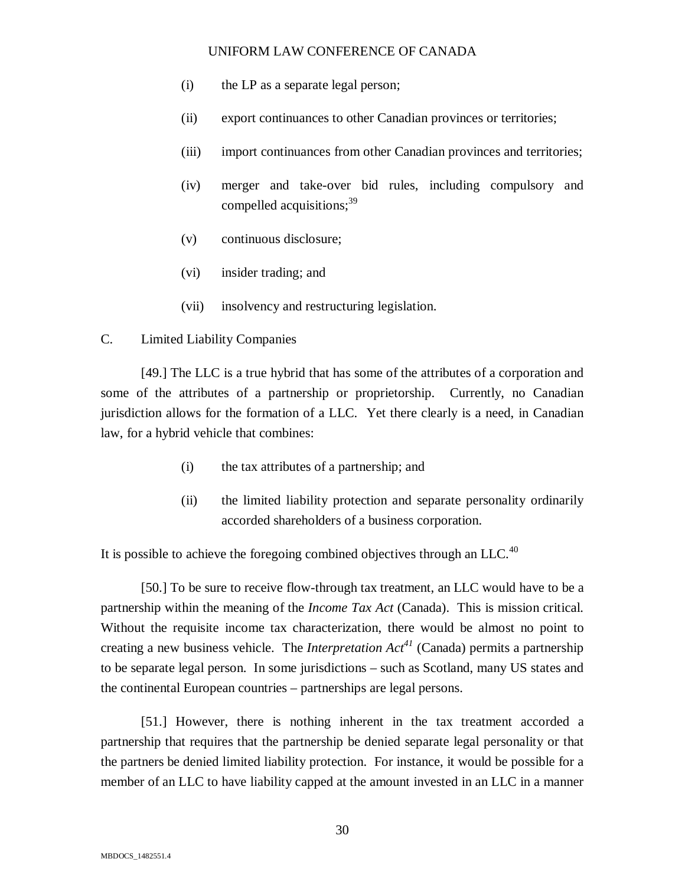(i) the LP as a separate legal person;

(ii) export continuances to other Canadian provinces or territories;

(iii) import continuances from other Canadian provinces and territories;

(iv) merger and take-over bid rules, including compulsory and compelled acquisitions;[39]

(v) continuous disclosure;

(vi) insider trading; and

(vii) insolvency and restructuring legislation.

C. Limited Liability Companies

[49.] The LLC is a true hybrid that has some of the attributes of a corporation and some of the attributes of a partnership or proprietorship. Currently, no Canadian jurisdiction allows for the formation of a LLC. Yet there clearly is a need, in Canadian law, for a hybrid vehicle that combines:

(i) the tax attributes of a partnership; and

(ii) the limited liability protection and separate personality ordinarily accorded shareholders of a business corporation.

It is possible to achieve the foregoing combined objectives through an LLC.[40]

[50.] To be sure to receive flow-through tax treatment, an LLC would have to be a partnership within the meaning of the *Income Tax Act* (Canada). This is mission critical. Without the requisite income tax characterization, there would be almost no point to creating a new business vehicle. The *Interpretation Act*[41] (Canada) permits a partnership to be separate legal person. In some jurisdictions – such as Scotland, many US states and the continental European countries – partnerships are legal persons.

[51.] However, there is nothing inherent in the tax treatment accorded a partnership that requires that the partnership be denied separate legal personality or that the partners be denied limited liability protection. For instance, it would be possible for a member of an LLC to have liability capped at the amount invested in an LLC in a manner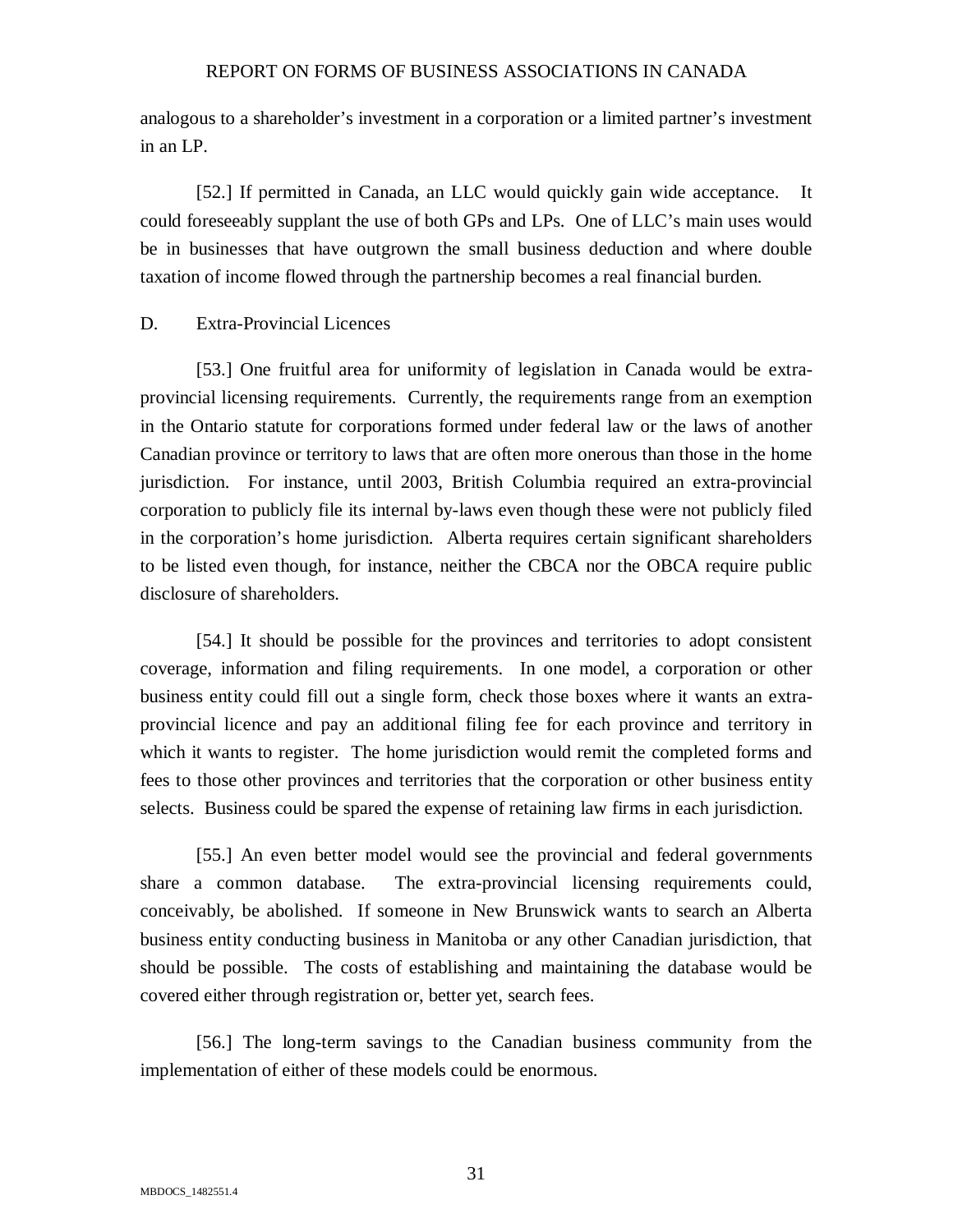analogous to a shareholder's investment in a corporation or a limited partner's investment in an LP.

[52.] If permitted in Canada, an LLC would quickly gain wide acceptance. It could foreseeably supplant the use of both GPs and LPs. One of LLC's main uses would be in businesses that have outgrown the small business deduction and where double taxation of income flowed through the partnership becomes a real financial burden.

## D. Extra-Provincial Licences

[53.] One fruitful area for uniformity of legislation in Canada would be extra-provincial licensing requirements. Currently, the requirements range from an exemption in the Ontario statute for corporations formed under federal law or the laws of another Canadian province or territory to laws that are often more onerous than those in the home jurisdiction. For instance, until 2003, British Columbia required an extra-provincial corporation to publicly file its internal by-laws even though these were not publicly filed in the corporation's home jurisdiction. Alberta requires certain significant shareholders to be listed even though, for instance, neither the CBCA nor the OBCA require public disclosure of shareholders.

[54.] It should be possible for the provinces and territories to adopt consistent coverage, information and filing requirements. In one model, a corporation or other business entity could fill out a single form, check those boxes where it wants an extra-provincial licence and pay an additional filing fee for each province and territory in which it wants to register. The home jurisdiction would remit the completed forms and fees to those other provinces and territories that the corporation or other business entity selects. Business could be spared the expense of retaining law firms in each jurisdiction.

[55.] An even better model would see the provincial and federal governments share a common database. The extra-provincial licensing requirements could, conceivably, be abolished. If someone in New Brunswick wants to search an Alberta business entity conducting business in Manitoba or any other Canadian jurisdiction, that should be possible. The costs of establishing and maintaining the database would be covered either through registration or, better yet, search fees.

[56.] The long-term savings to the Canadian business community from the implementation of either of these models could be enormous.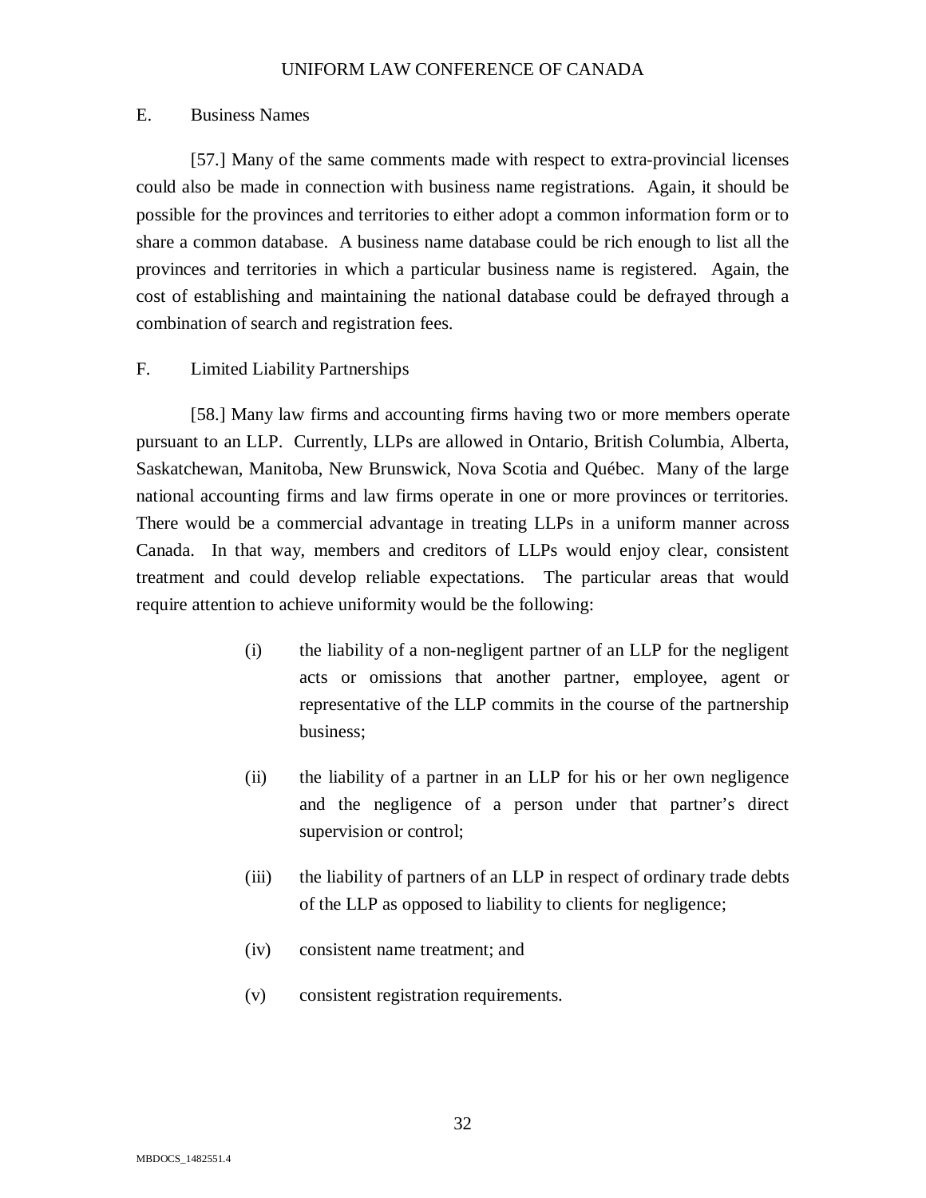## E. Business Names

[57.] Many of the same comments made with respect to extra-provincial licenses could also be made in connection with business name registrations. Again, it should be possible for the provinces and territories to either adopt a common information form or to share a common database. A business name database could be rich enough to list all the provinces and territories in which a particular business name is registered. Again, the cost of establishing and maintaining the national database could be defrayed through a combination of search and registration fees.

## F. Limited Liability Partnerships

[58.] Many law firms and accounting firms having two or more members operate pursuant to an LLP. Currently, LLPs are allowed in Ontario, British Columbia, Alberta, Saskatchewan, Manitoba, New Brunswick, Nova Scotia and Québec. Many of the large national accounting firms and law firms operate in one or more provinces or territories. There would be a commercial advantage in treating LLPs in a uniform manner across Canada. In that way, members and creditors of LLPs would enjoy clear, consistent treatment and could develop reliable expectations. The particular areas that would require attention to achieve uniformity would be the following:

(i) the liability of a non-negligent partner of an LLP for the negligent acts or omissions that another partner, employee, agent or representative of the LLP commits in the course of the partnership business;

(ii) the liability of a partner in an LLP for his or her own negligence and the negligence of a person under that partner's direct supervision or control;

(iii) the liability of partners of an LLP in respect of ordinary trade debts of the LLP as opposed to liability to clients for negligence;

(iv) consistent name treatment; and

(v) consistent registration requirements.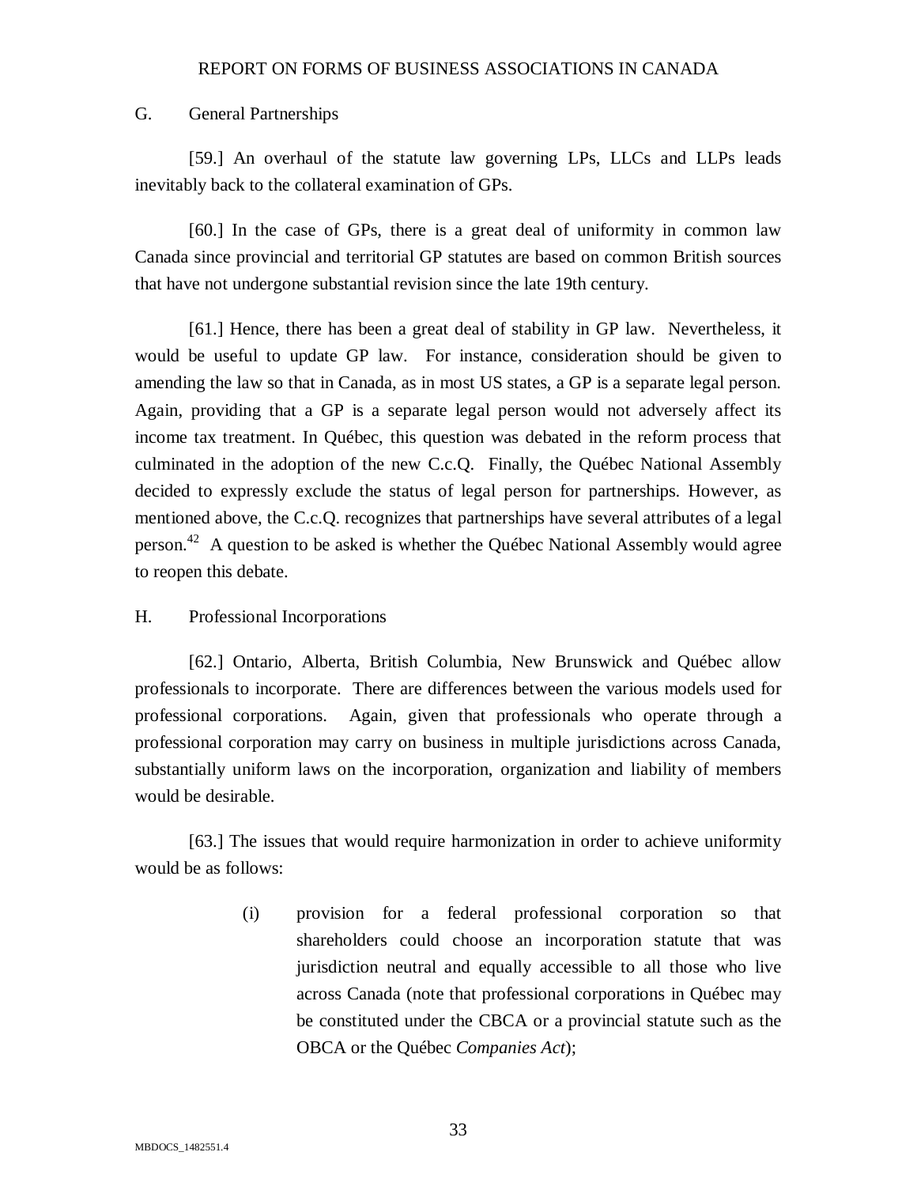## G. General Partnerships

[59.] An overhaul of the statute law governing LPs, LLCs and LLPs leads inevitably back to the collateral examination of GPs.

[60.] In the case of GPs, there is a great deal of uniformity in common law Canada since provincial and territorial GP statutes are based on common British sources that have not undergone substantial revision since the late 19th century.

[61.] Hence, there has been a great deal of stability in GP law. Nevertheless, it would be useful to update GP law. For instance, consideration should be given to amending the law so that in Canada, as in most US states, a GP is a separate legal person. Again, providing that a GP is a separate legal person would not adversely affect its income tax treatment. In Québec, this question was debated in the reform process that culminated in the adoption of the new C.c.Q. Finally, the Québec National Assembly decided to expressly exclude the status of legal person for partnerships. However, as mentioned above, the C.c.Q. recognizes that partnerships have several attributes of a legal person.[42] A question to be asked is whether the Québec National Assembly would agree to reopen this debate.

## H. Professional Incorporations

[62.] Ontario, Alberta, British Columbia, New Brunswick and Québec allow professionals to incorporate. There are differences between the various models used for professional corporations. Again, given that professionals who operate through a professional corporation may carry on business in multiple jurisdictions across Canada, substantially uniform laws on the incorporation, organization and liability of members would be desirable.

[63.] The issues that would require harmonization in order to achieve uniformity would be as follows:

(i) provision for a federal professional corporation so that shareholders could choose an incorporation statute that was jurisdiction neutral and equally accessible to all those who live across Canada (note that professional corporations in Québec may be constituted under the CBCA or a provincial statute such as the OBCA or the Québec *Companies Act*);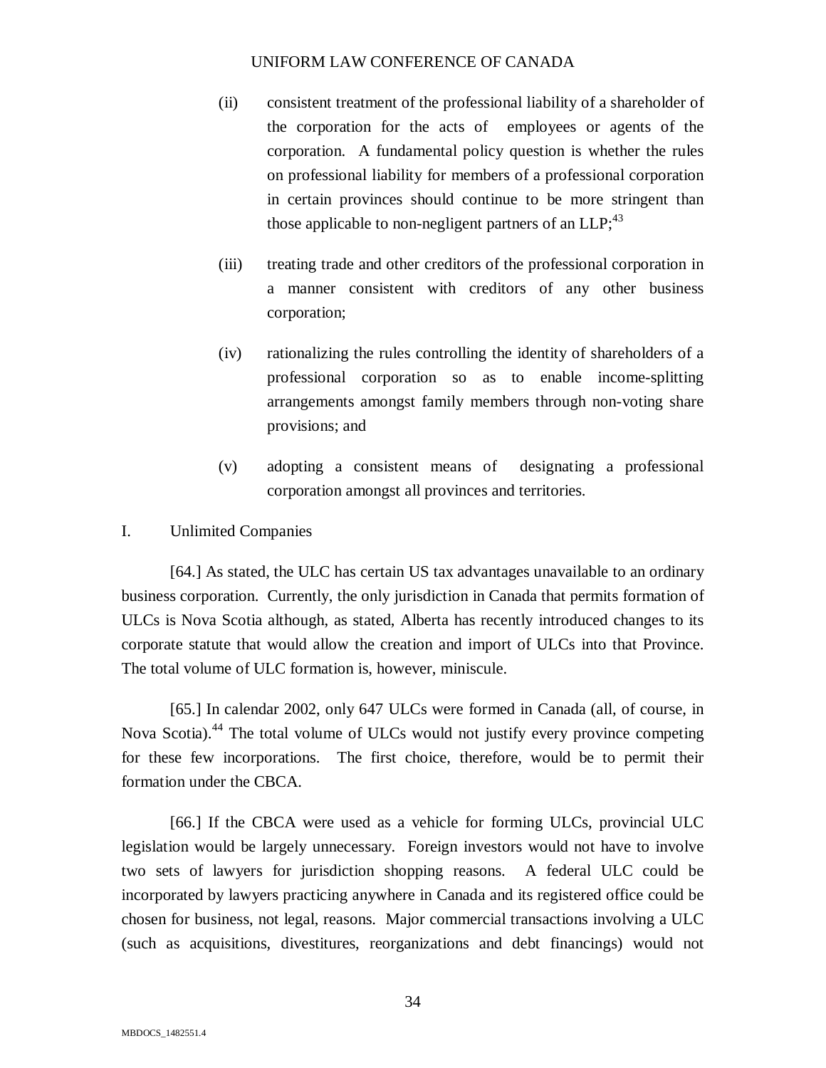(ii) consistent treatment of the professional liability of a shareholder of the corporation for the acts of employees or agents of the corporation. A fundamental policy question is whether the rules on professional liability for members of a professional corporation in certain provinces should continue to be more stringent than those applicable to non-negligent partners of an LLP;[43]

(iii) treating trade and other creditors of the professional corporation in a manner consistent with creditors of any other business corporation;

(iv) rationalizing the rules controlling the identity of shareholders of a professional corporation so as to enable income-splitting arrangements amongst family members through non-voting share provisions; and

(v) adopting a consistent means of designating a professional corporation amongst all provinces and territories.

## I. Unlimited Companies

[64.] As stated, the ULC has certain US tax advantages unavailable to an ordinary business corporation. Currently, the only jurisdiction in Canada that permits formation of ULCs is Nova Scotia although, as stated, Alberta has recently introduced changes to its corporate statute that would allow the creation and import of ULCs into that Province. The total volume of ULC formation is, however, miniscule.

[65.] In calendar 2002, only 647 ULCs were formed in Canada (all, of course, in Nova Scotia).[44] The total volume of ULCs would not justify every province competing for these few incorporations. The first choice, therefore, would be to permit their formation under the CBCA.

[66.] If the CBCA were used as a vehicle for forming ULCs, provincial ULC legislation would be largely unnecessary. Foreign investors would not have to involve two sets of lawyers for jurisdiction shopping reasons. A federal ULC could be incorporated by lawyers practicing anywhere in Canada and its registered office could be chosen for business, not legal, reasons. Major commercial transactions involving a ULC (such as acquisitions, divestitures, reorganizations and debt financings) would not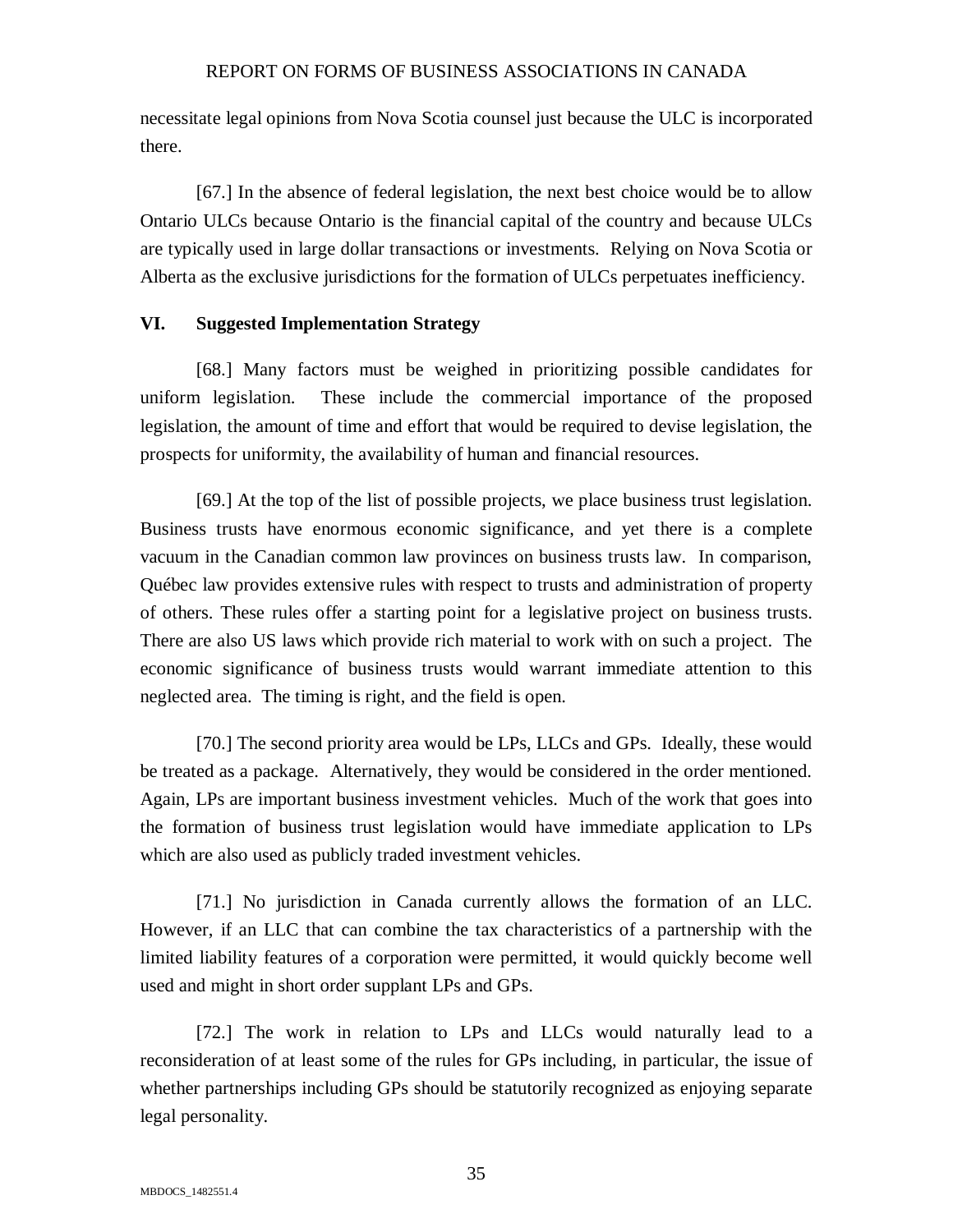necessitate legal opinions from Nova Scotia counsel just because the ULC is incorporated there.

[67.] In the absence of federal legislation, the next best choice would be to allow Ontario ULCs because Ontario is the financial capital of the country and because ULCs are typically used in large dollar transactions or investments. Relying on Nova Scotia or Alberta as the exclusive jurisdictions for the formation of ULCs perpetuates inefficiency.

## VI. Suggested Implementation Strategy

[68.] Many factors must be weighed in prioritizing possible candidates for uniform legislation. These include the commercial importance of the proposed legislation, the amount of time and effort that would be required to devise legislation, the prospects for uniformity, the availability of human and financial resources.

[69.] At the top of the list of possible projects, we place business trust legislation. Business trusts have enormous economic significance, and yet there is a complete vacuum in the Canadian common law provinces on business trusts law. In comparison, Québec law provides extensive rules with respect to trusts and administration of property of others. These rules offer a starting point for a legislative project on business trusts. There are also US laws which provide rich material to work with on such a project. The economic significance of business trusts would warrant immediate attention to this neglected area. The timing is right, and the field is open.

[70.] The second priority area would be LPs, LLCs and GPs. Ideally, these would be treated as a package. Alternatively, they would be considered in the order mentioned. Again, LPs are important business investment vehicles. Much of the work that goes into the formation of business trust legislation would have immediate application to LPs which are also used as publicly traded investment vehicles.

[71.] No jurisdiction in Canada currently allows the formation of an LLC. However, if an LLC that can combine the tax characteristics of a partnership with the limited liability features of a corporation were permitted, it would quickly become well used and might in short order supplant LPs and GPs.

[72.] The work in relation to LPs and LLCs would naturally lead to a reconsideration of at least some of the rules for GPs including, in particular, the issue of whether partnerships including GPs should be statutorily recognized as enjoying separate legal personality.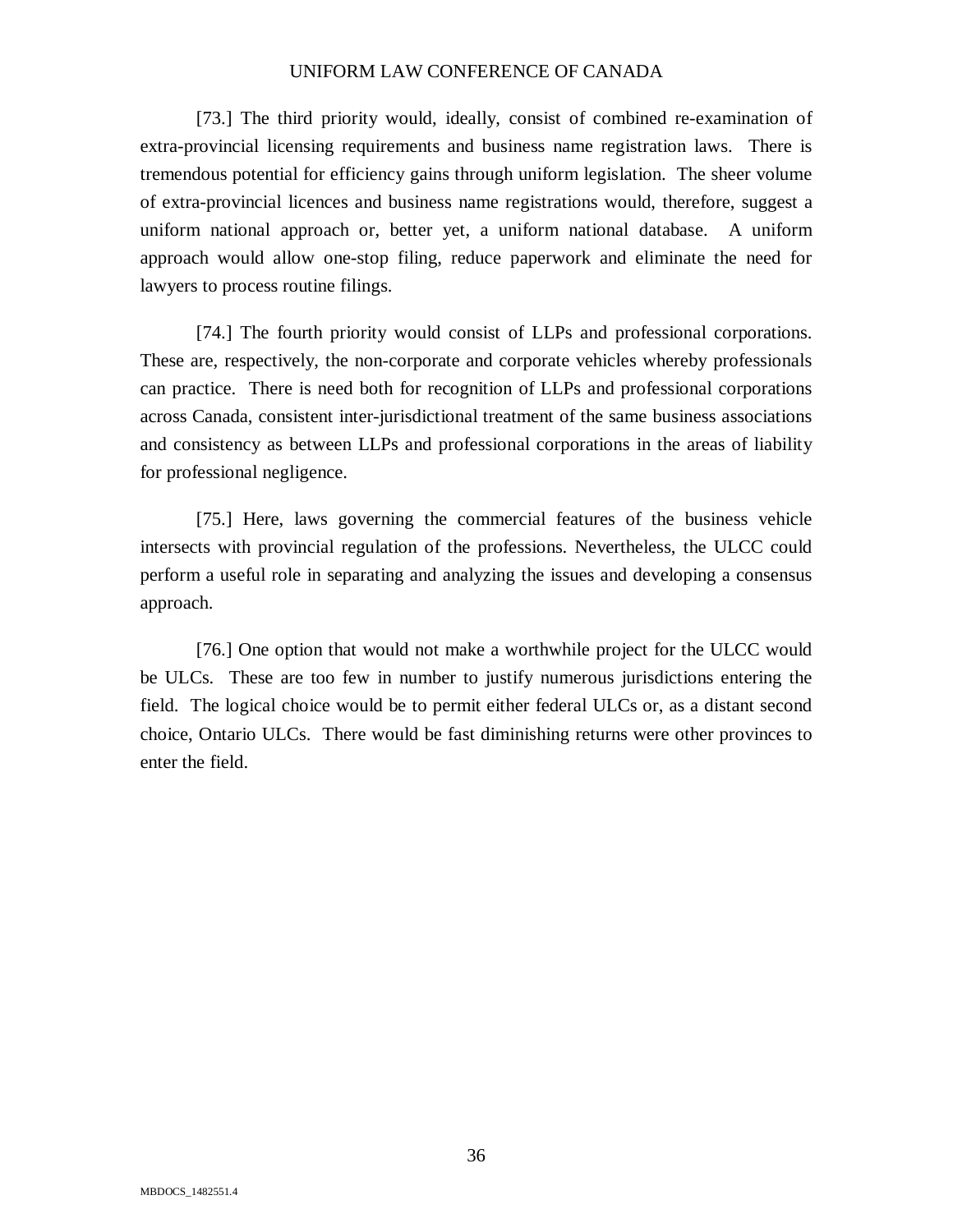[73.] The third priority would, ideally, consist of combined re-examination of extra-provincial licensing requirements and business name registration laws. There is tremendous potential for efficiency gains through uniform legislation. The sheer volume of extra-provincial licences and business name registrations would, therefore, suggest a uniform national approach or, better yet, a uniform national database. A uniform approach would allow one-stop filing, reduce paperwork and eliminate the need for lawyers to process routine filings.

[74.] The fourth priority would consist of LLPs and professional corporations. These are, respectively, the non-corporate and corporate vehicles whereby professionals can practice. There is need both for recognition of LLPs and professional corporations across Canada, consistent inter-jurisdictional treatment of the same business associations and consistency as between LLPs and professional corporations in the areas of liability for professional negligence.

[75.] Here, laws governing the commercial features of the business vehicle intersects with provincial regulation of the professions. Nevertheless, the ULCC could perform a useful role in separating and analyzing the issues and developing a consensus approach.

[76.] One option that would not make a worthwhile project for the ULCC would be ULCs. These are too few in number to justify numerous jurisdictions entering the field. The logical choice would be to permit either federal ULCs or, as a distant second choice, Ontario ULCs. There would be fast diminishing returns were other provinces to enter the field.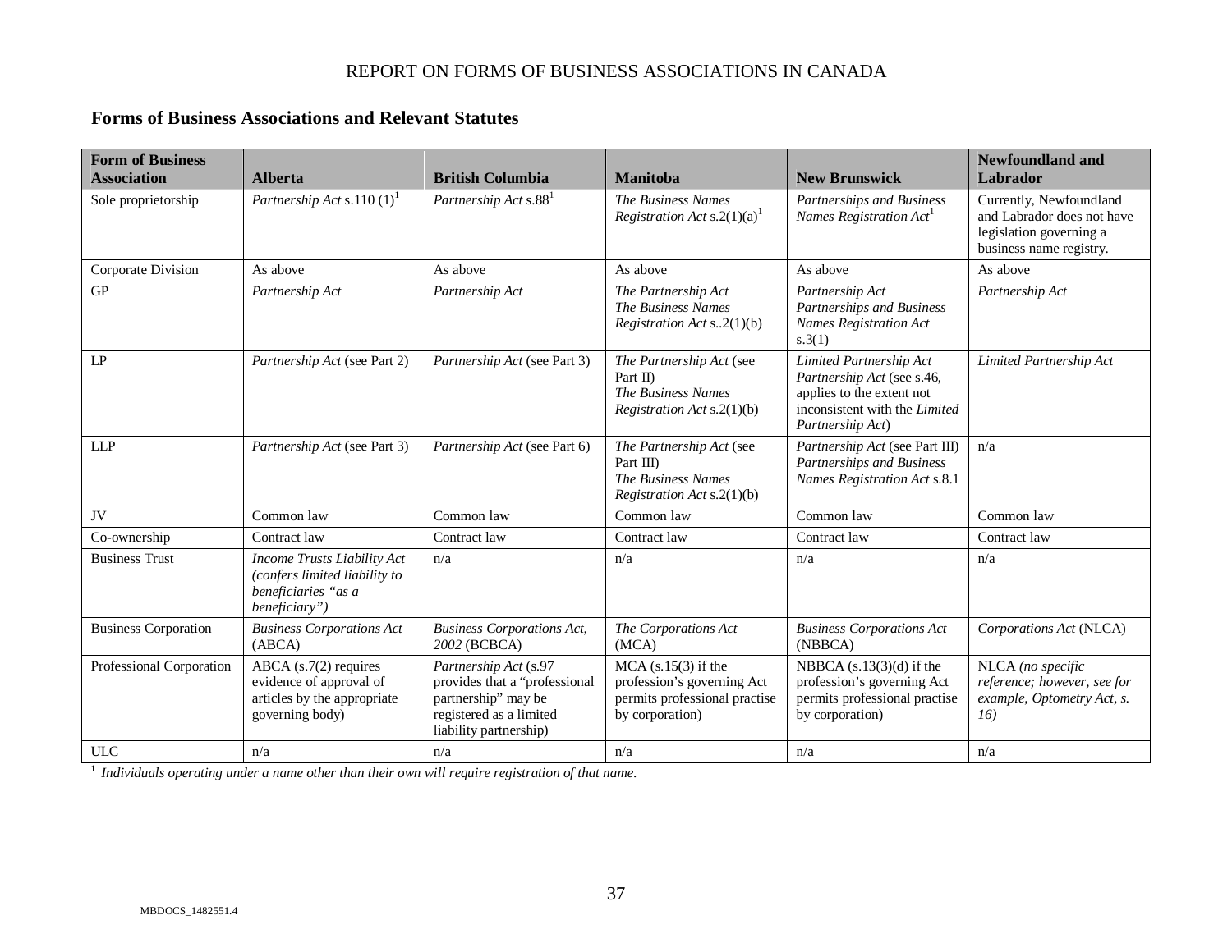REPORT ON FORMS OF BUSINESS ASSOCIATIONS IN CANADA

## Forms of Business Associations and Relevant Statutes

| Form of Business Association | Alberta | British Columbia | Manitoba | New Brunswick | Newfoundland and Labrador |
|---|---|---|---|---|---|
| Sole proprietorship | *Partnership Act* s.110 (1)[1] | *Partnership Act* s.88[1] | *The Business Names Registration Act* s.2(1)(a)[1] | *Partnerships and Business Names Registration Act*[1] | Currently, Newfoundland and Labrador does not have legislation governing a business name registry. |
| Corporate Division | As above | As above | As above | As above | As above |
| GP | *Partnership Act* | *Partnership Act* | *The Partnership Act* *The Business Names Registration Act* s..2(1)(b) | *Partnership Act* *Partnerships and Business Names Registration Act* s.3(1) | *Partnership Act* |
| LP | *Partnership Act* (see Part 2) | *Partnership Act* (see Part 3) | *The Partnership Act* (see Part II) *The Business Names Registration Act* s.2(1)(b) | *Limited Partnership Act* *Partnership Act* (see s.46, applies to the extent not inconsistent with the *Limited Partnership Act*) | *Limited Partnership Act* |
| LLP | *Partnership Act* (see Part 3) | *Partnership Act* (see Part 6) | *The Partnership Act* (see Part III) *The Business Names Registration Act* s.2(1)(b) | *Partnership Act* (see Part III) *Partnerships and Business Names Registration Act* s.8.1 | n/a |
| JV | Common law | Common law | Common law | Common law | Common law |
| Co-ownership | Contract law | Contract law | Contract law | Contract law | Contract law |
| Business Trust | *Income Trusts Liability Act (confers limited liability to beneficiaries "as a beneficiary")* | n/a | n/a | n/a | n/a |
| Business Corporation | *Business Corporations Act* (ABCA) | *Business Corporations Act, 2002* (BCBCA) | *The Corporations Act* (MCA) | *Business Corporations Act* (NBBCA) | *Corporations Act* (NLCA) |
| Professional Corporation | ABCA (s.7(2) requires evidence of approval of articles by the appropriate governing body) | *Partnership Act* (s.97 provides that a "professional partnership" may be registered as a limited liability partnership) | MCA (s.15(3) if the profession's governing Act permits professional practise by corporation) | NBBCA (s.13(3)(d) if the profession's governing Act permits professional practise by corporation) | NLCA *(no specific reference; however, see for example, Optometry Act, s. 16)* |
| ULC | n/a | n/a | n/a | n/a | n/a |

[1] *Individuals operating under a name other than their own will require registration of that name.*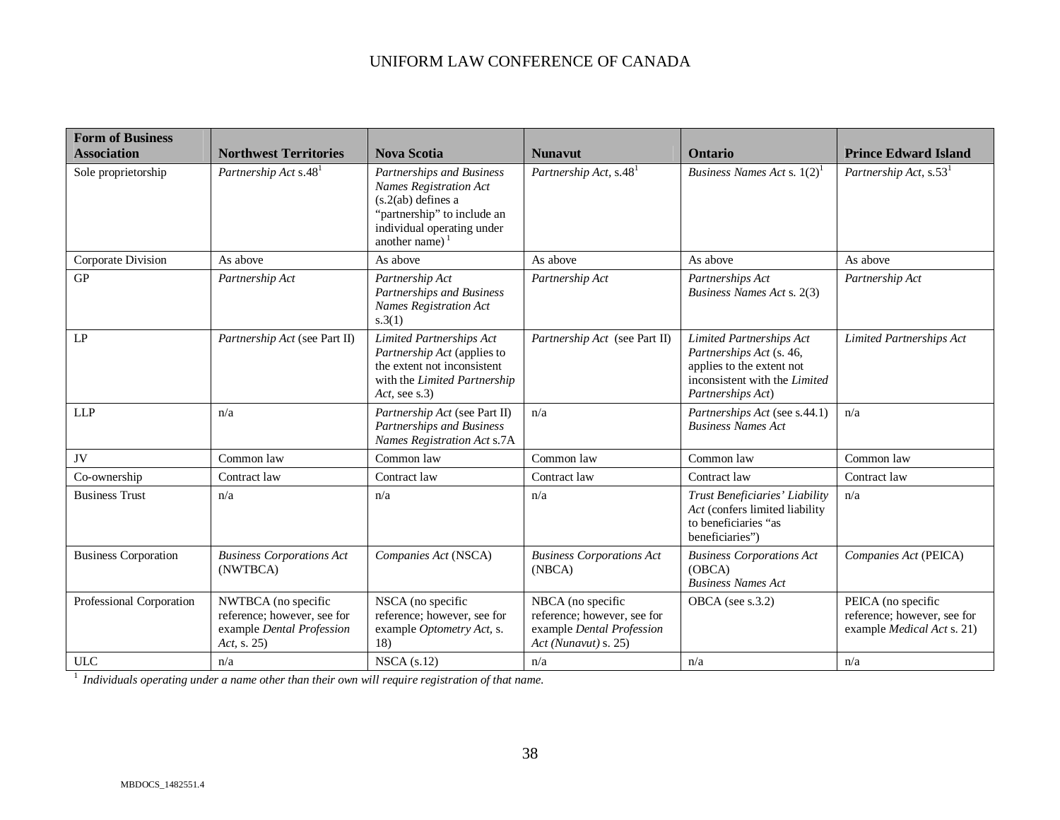| Form of Business Association | Northwest Territories | Nova Scotia | Nunavut | Ontario | Prince Edward Island |
|---|---|---|---|---|---|
| Sole proprietorship | *Partnership Act* s.48[1] | *Partnerships and Business Names Registration Act* (s.2(ab) defines a "partnership" to include an individual operating under another name)[1] | *Partnership Act*, s.48[1] | *Business Names Act* s. 1(2)[1] | *Partnership Act*, s.53[1] |
| Corporate Division | As above | As above | As above | As above | As above |
| GP | *Partnership Act* | *Partnership Act* *Partnerships and Business Names Registration Act* s.3(1) | *Partnership Act* | *Partnerships Act* *Business Names Act* s. 2(3) | *Partnership Act* |
| LP | *Partnership Act* (see Part II) | *Limited Partnerships Act* *Partnership Act* (applies to the extent not inconsistent with the *Limited Partnership Act*, see s.3) | *Partnership Act* (see Part II) | *Limited Partnerships Act* *Partnerships Act* (s. 46, applies to the extent not inconsistent with the *Limited Partnerships Act*) | *Limited Partnerships Act* |
| LLP | n/a | *Partnership Act* (see Part II) *Partnerships and Business Names Registration Act* s.7A | n/a | *Partnerships Act* (see s.44.1) *Business Names Act* | n/a |
| JV | Common law | Common law | Common law | Common law | Common law |
| Co-ownership | Contract law | Contract law | Contract law | Contract law | Contract law |
| Business Trust | n/a | n/a | n/a | *Trust Beneficiaries' Liability Act* (confers limited liability to beneficiaries "as beneficiaries") | n/a |
| Business Corporation | *Business Corporations Act* (NWTBCA) | *Companies Act* (NSCA) | *Business Corporations Act* (NBCA) | *Business Corporations Act* (OBCA) *Business Names Act* | *Companies Act* (PEICA) |
| Professional Corporation | NWTBCA (no specific reference; however, see for example *Dental Profession Act*, s. 25) | NSCA (no specific reference; however, see for example *Optometry Act*, s. 18) | NBCA (no specific reference; however, see for example *Dental Profession Act (Nunavut)* s. 25) | OBCA (see s.3.2) | PEICA (no specific reference; however, see for example *Medical Act* s. 21) |
| ULC | n/a | NSCA (s.12) | n/a | n/a | n/a |

[1] *Individuals operating under a name other than their own will require registration of that name.*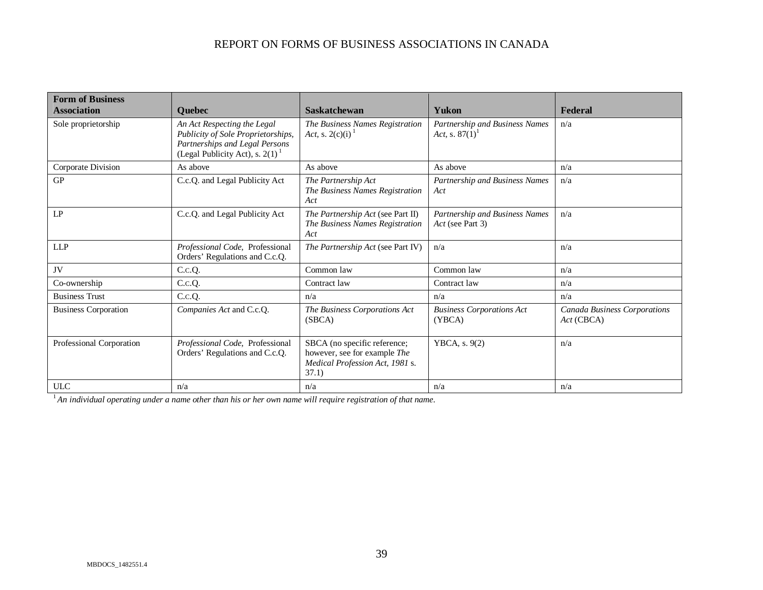| Form of Business Association | Quebec | Saskatchewan | Yukon | Federal |
|---|---|---|---|---|
| Sole proprietorship | *An Act Respecting the Legal Publicity of Sole Proprietorships, Partnerships and Legal Persons* (Legal Publicity Act), s. 2(1) [1] | *The Business Names Registration Act*, s. 2(c)(i) [1] | *Partnership and Business Names Act*, s. 87(1)[1] | n/a |
| Corporate Division | As above | As above | As above | n/a |
| GP | C.c.Q. and Legal Publicity Act | *The Partnership Act* *The Business Names Registration Act* | *Partnership and Business Names Act* | n/a |
| LP | C.c.Q. and Legal Publicity Act | *The Partnership Act* (see Part II) *The Business Names Registration Act* | *Partnership and Business Names Act* (see Part 3) | n/a |
| LLP | *Professional Code*, Professional Orders' Regulations and C.c.Q. | *The Partnership Act* (see Part IV) | n/a | n/a |
| JV | C.c.Q. | Common law | Common law | n/a |
| Co-ownership | C.c.Q. | Contract law | Contract law | n/a |
| Business Trust | C.c.Q. | n/a | n/a | n/a |
| Business Corporation | *Companies Act* and C.c.Q. | *The Business Corporations Act* (SBCA) | *Business Corporations Act* (YBCA) | *Canada Business Corporations Act* (CBCA) |
| Professional Corporation | *Professional Code*, Professional Orders' Regulations and C.c.Q. | SBCA (no specific reference; however, see for example *The Medical Profession Act, 1981* s. 37.1) | YBCA, s. 9(2) | n/a |
| ULC | n/a | n/a | n/a | n/a |

[1] *An individual operating under a name other than his or her own name will require registration of that name.*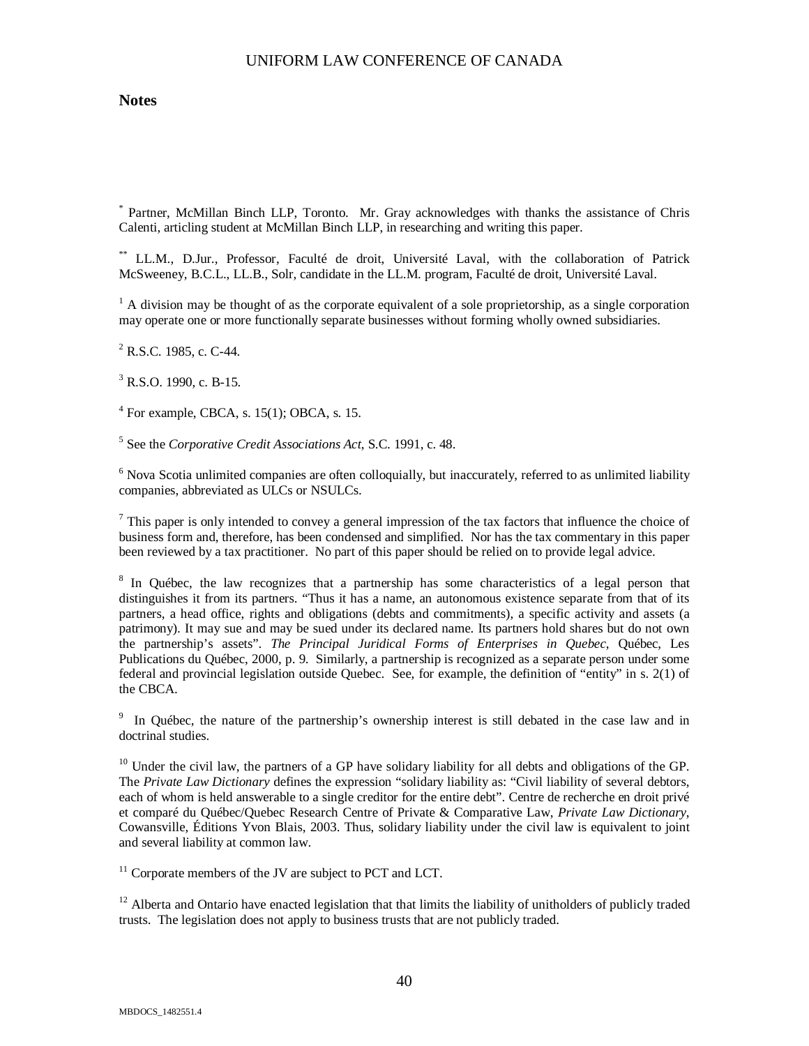## Notes

[*] Partner, McMillan Binch LLP, Toronto. Mr. Gray acknowledges with thanks the assistance of Chris Calenti, articling student at McMillan Binch LLP, in researching and writing this paper.

[**] LL.M., D.Jur., Professor, Faculté de droit, Université Laval, with the collaboration of Patrick McSweeney, B.C.L., LL.B., Solr, candidate in the LL.M. program, Faculté de droit, Université Laval.

[1] A division may be thought of as the corporate equivalent of a sole proprietorship, as a single corporation may operate one or more functionally separate businesses without forming wholly owned subsidiaries.

[2] R.S.C. 1985, c. C-44.

[3] R.S.O. 1990, c. B-15.

[4] For example, CBCA, s. 15(1); OBCA, s. 15.

[5] See the *Corporative Credit Associations Act*, S.C. 1991, c. 48.

[6] Nova Scotia unlimited companies are often colloquially, but inaccurately, referred to as unlimited liability companies, abbreviated as ULCs or NSULCs.

[7] This paper is only intended to convey a general impression of the tax factors that influence the choice of business form and, therefore, has been condensed and simplified. Nor has the tax commentary in this paper been reviewed by a tax practitioner. No part of this paper should be relied on to provide legal advice.

[8] In Québec, the law recognizes that a partnership has some characteristics of a legal person that distinguishes it from its partners. "Thus it has a name, an autonomous existence separate from that of its partners, a head office, rights and obligations (debts and commitments), a specific activity and assets (a patrimony). It may sue and may be sued under its declared name. Its partners hold shares but do not own the partnership's assets". *The Principal Juridical Forms of Enterprises in Quebec*, Québec, Les Publications du Québec, 2000, p. 9. Similarly, a partnership is recognized as a separate person under some federal and provincial legislation outside Quebec. See, for example, the definition of "entity" in s. 2(1) of the CBCA.

[9] In Québec, the nature of the partnership's ownership interest is still debated in the case law and in doctrinal studies.

[10] Under the civil law, the partners of a GP have solidary liability for all debts and obligations of the GP. The *Private Law Dictionary* defines the expression "solidary liability as: "Civil liability of several debtors, each of whom is held answerable to a single creditor for the entire debt". Centre de recherche en droit privé et comparé du Québec/Quebec Research Centre of Private & Comparative Law, *Private Law Dictionary*, Cowansville, Éditions Yvon Blais, 2003. Thus, solidary liability under the civil law is equivalent to joint and several liability at common law.

[11] Corporate members of the JV are subject to PCT and LCT.

[12] Alberta and Ontario have enacted legislation that that limits the liability of unitholders of publicly traded trusts. The legislation does not apply to business trusts that are not publicly traded.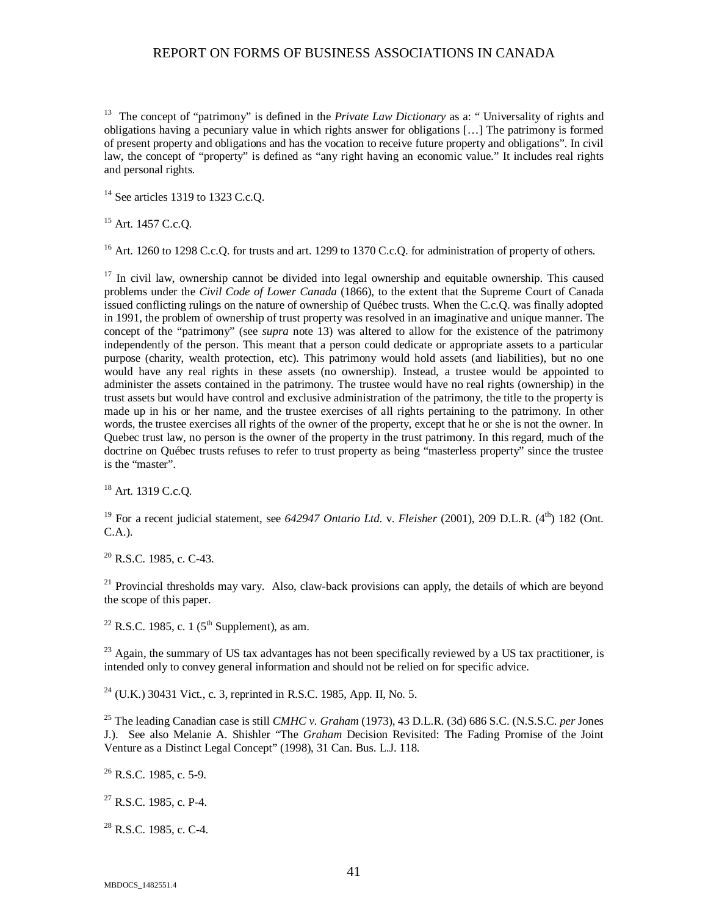[13] The concept of "patrimony" is defined in the *Private Law Dictionary* as a: " Universality of rights and obligations having a pecuniary value in which rights answer for obligations […] The patrimony is formed of present property and obligations and has the vocation to receive future property and obligations". In civil law, the concept of "property" is defined as "any right having an economic value." It includes real rights and personal rights.

[14] See articles 1319 to 1323 C.c.Q.

[15] Art. 1457 C.c.Q.

[16] Art. 1260 to 1298 C.c.Q. for trusts and art. 1299 to 1370 C.c.Q. for administration of property of others.

[17] In civil law, ownership cannot be divided into legal ownership and equitable ownership. This caused problems under the *Civil Code of Lower Canada* (1866), to the extent that the Supreme Court of Canada issued conflicting rulings on the nature of ownership of Québec trusts. When the C.c.Q. was finally adopted in 1991, the problem of ownership of trust property was resolved in an imaginative and unique manner. The concept of the "patrimony" (see *supra* note 13) was altered to allow for the existence of the patrimony independently of the person. This meant that a person could dedicate or appropriate assets to a particular purpose (charity, wealth protection, etc). This patrimony would hold assets (and liabilities), but no one would have any real rights in these assets (no ownership). Instead, a trustee would be appointed to administer the assets contained in the patrimony. The trustee would have no real rights (ownership) in the trust assets but would have control and exclusive administration of the patrimony, the title to the property is made up in his or her name, and the trustee exercises of all rights pertaining to the patrimony. In other words, the trustee exercises all rights of the owner of the property, except that he or she is not the owner. In Quebec trust law, no person is the owner of the property in the trust patrimony. In this regard, much of the doctrine on Québec trusts refuses to refer to trust property as being "masterless property" since the trustee is the "master".

[18] Art. 1319 C.c.Q.

[19] For a recent judicial statement, see *642947 Ontario Ltd.* v. *Fleisher* (2001), 209 D.L.R. (4th) 182 (Ont. C.A.).

[20] R.S.C. 1985, c. C-43.

[21] Provincial thresholds may vary. Also, claw-back provisions can apply, the details of which are beyond the scope of this paper.

[22] R.S.C. 1985, c. 1 (5th Supplement), as am.

[23] Again, the summary of US tax advantages has not been specifically reviewed by a US tax practitioner, is intended only to convey general information and should not be relied on for specific advice.

[24] (U.K.) 30431 Vict., c. 3, reprinted in R.S.C. 1985, App. II, No. 5.

[25] The leading Canadian case is still *CMHC v. Graham* (1973), 43 D.L.R. (3d) 686 S.C. (N.S.S.C. *per* Jones J.). See also Melanie A. Shishler "The *Graham* Decision Revisited: The Fading Promise of the Joint Venture as a Distinct Legal Concept" (1998), 31 Can. Bus. L.J. 118.

[26] R.S.C. 1985, c. 5-9.

[27] R.S.C. 1985, c. P-4.

[28] R.S.C. 1985, c. C-4.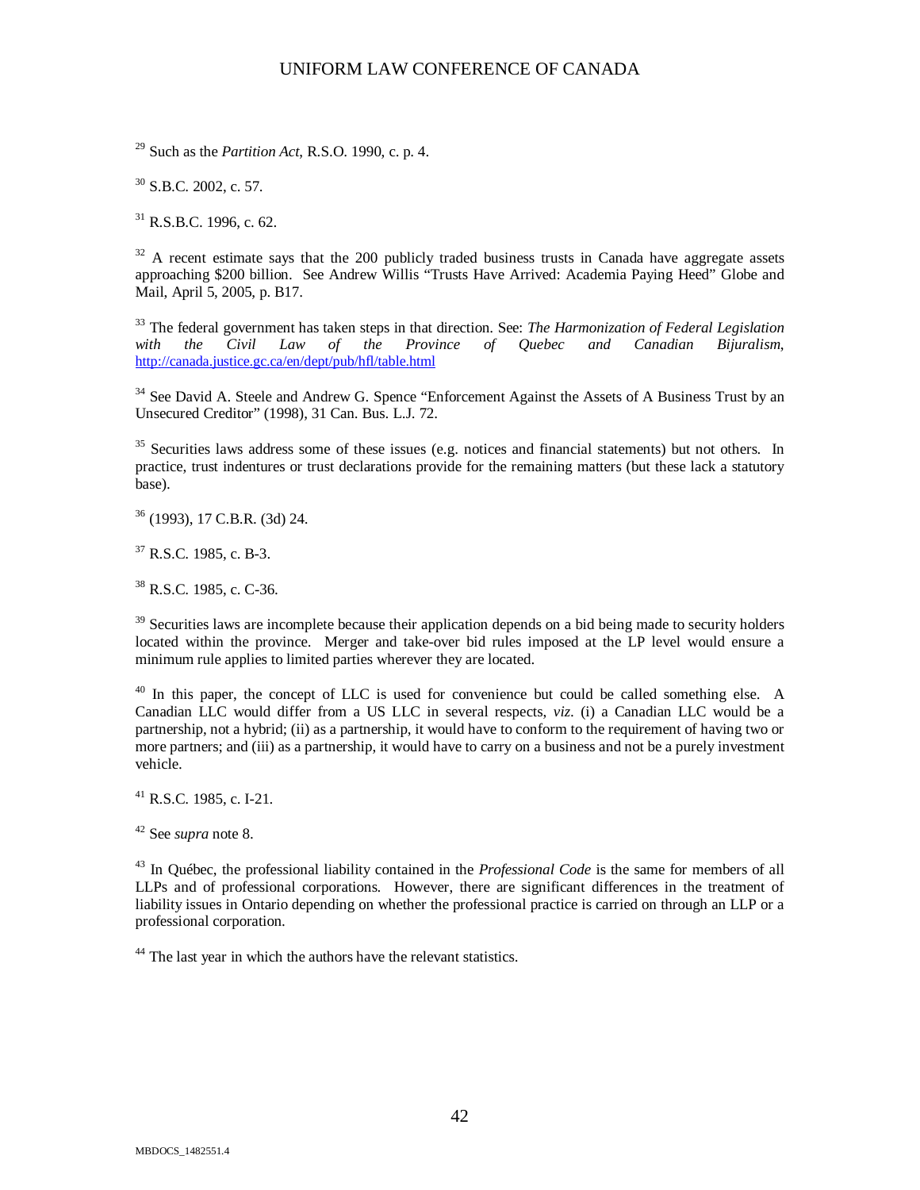[29] Such as the *Partition Act*, R.S.O. 1990, c. p. 4.

[30] S.B.C. 2002, c. 57.

[31] R.S.B.C. 1996, c. 62.

[32] A recent estimate says that the 200 publicly traded business trusts in Canada have aggregate assets approaching $200 billion. See Andrew Willis "Trusts Have Arrived: Academia Paying Heed" Globe and Mail, April 5, 2005, p. B17.

[33] The federal government has taken steps in that direction. See: *The Harmonization of Federal Legislation with the Civil Law of the Province of Quebec and Canadian Bijuralism*, http://canada.justice.gc.ca/en/dept/pub/hfl/table.html

[34] See David A. Steele and Andrew G. Spence "Enforcement Against the Assets of A Business Trust by an Unsecured Creditor" (1998), 31 Can. Bus. L.J. 72.

[35] Securities laws address some of these issues (e.g. notices and financial statements) but not others. In practice, trust indentures or trust declarations provide for the remaining matters (but these lack a statutory base).

[36] (1993), 17 C.B.R. (3d) 24.

[37] R.S.C. 1985, c. B-3.

[38] R.S.C. 1985, c. C-36.

[39] Securities laws are incomplete because their application depends on a bid being made to security holders located within the province. Merger and take-over bid rules imposed at the LP level would ensure a minimum rule applies to limited parties wherever they are located.

[40] In this paper, the concept of LLC is used for convenience but could be called something else. A Canadian LLC would differ from a US LLC in several respects, *viz*. (i) a Canadian LLC would be a partnership, not a hybrid; (ii) as a partnership, it would have to conform to the requirement of having two or more partners; and (iii) as a partnership, it would have to carry on a business and not be a purely investment vehicle.

[41] R.S.C. 1985, c. I-21.

[42] See *supra* note 8.

[43] In Québec, the professional liability contained in the *Professional Code* is the same for members of all LLPs and of professional corporations. However, there are significant differences in the treatment of liability issues in Ontario depending on whether the professional practice is carried on through an LLP or a professional corporation.

[44] The last year in which the authors have the relevant statistics.